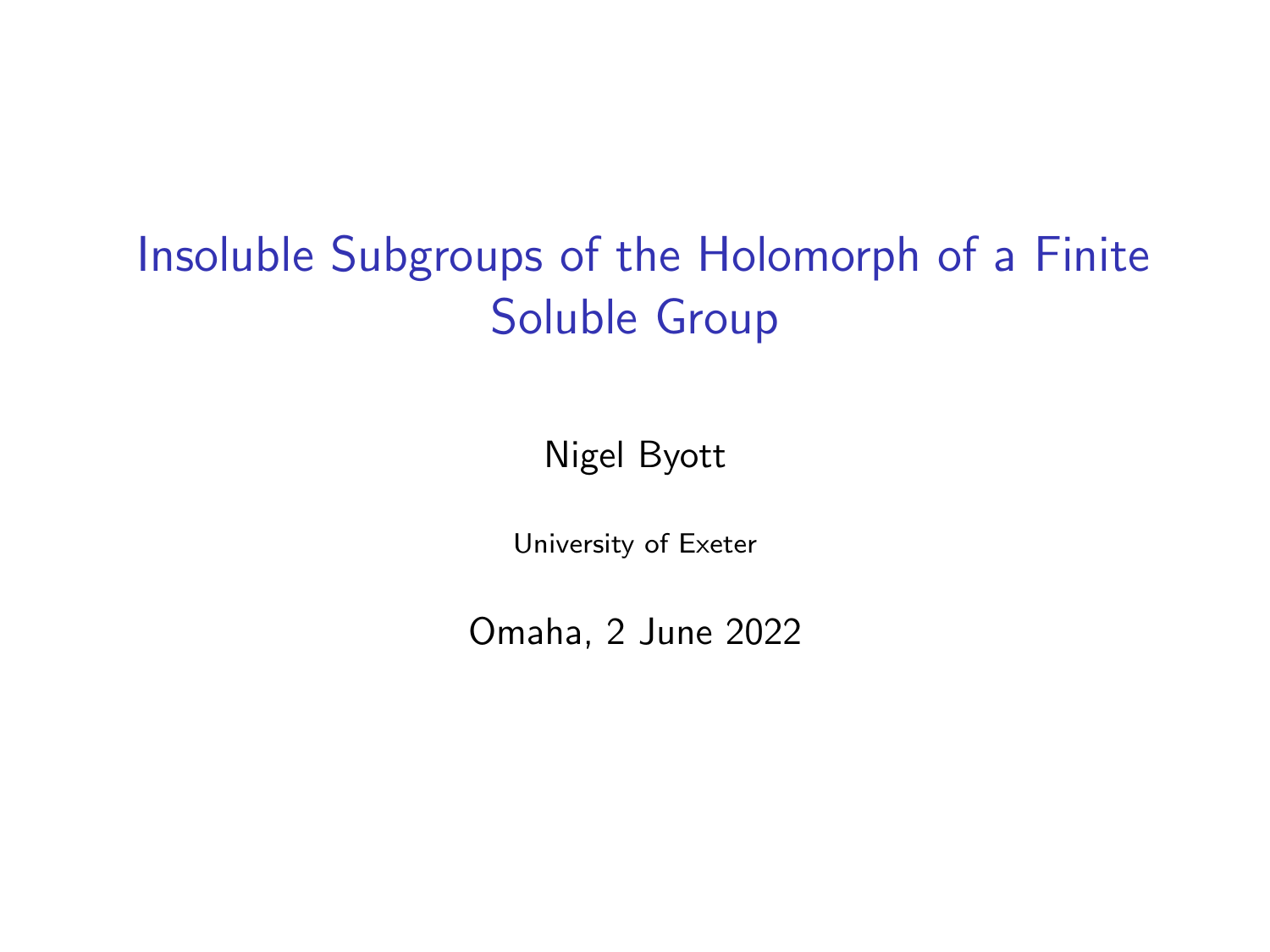# Insoluble Subgroups of the Holomorph of a Finite Soluble Group

Nigel Byott

University of Exeter

Omaha, 2 June 2022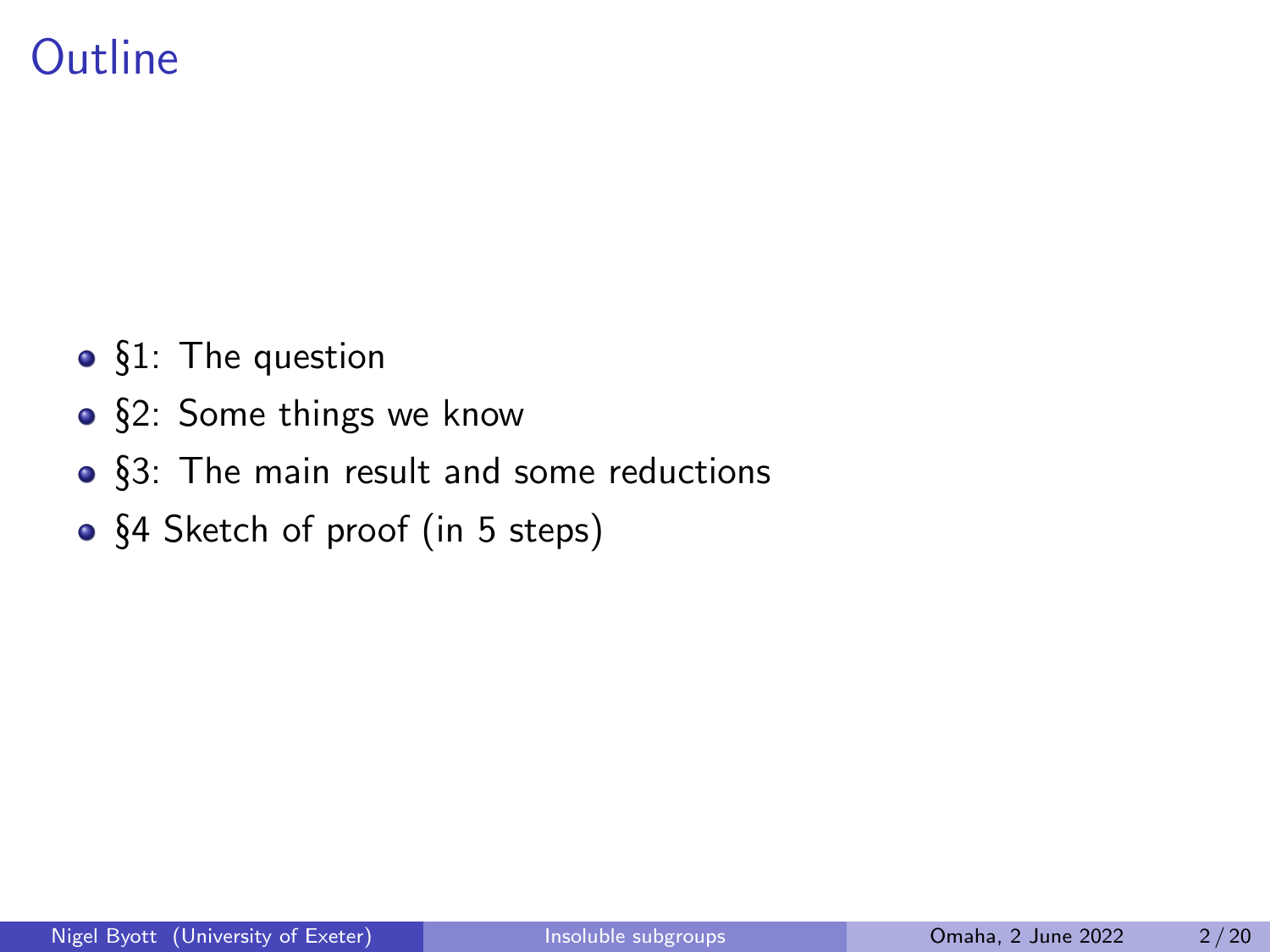# Outline

- §1: The question
- §2: Some things we know
- §3: The main result and some reductions
- §4 Sketch of proof (in 5 steps)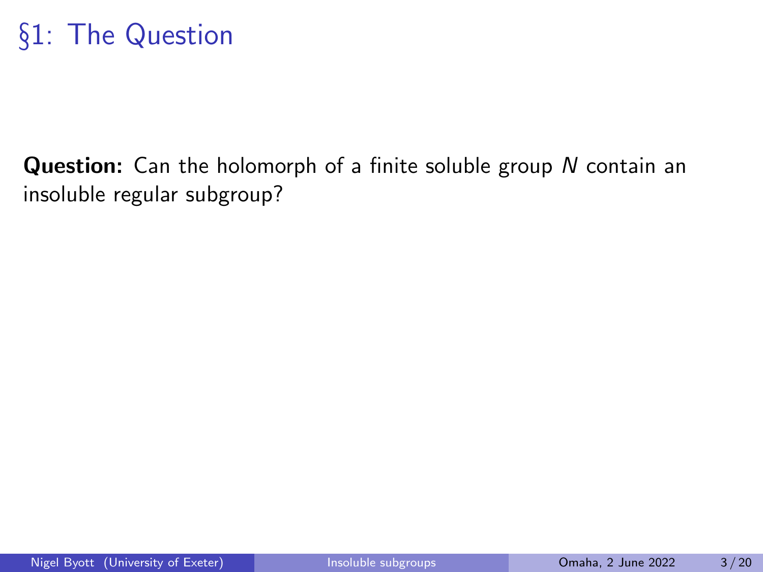# §1: The Question

**Question:** Can the holomorph of a finite soluble group $N$ contain an insoluble regular subgroup?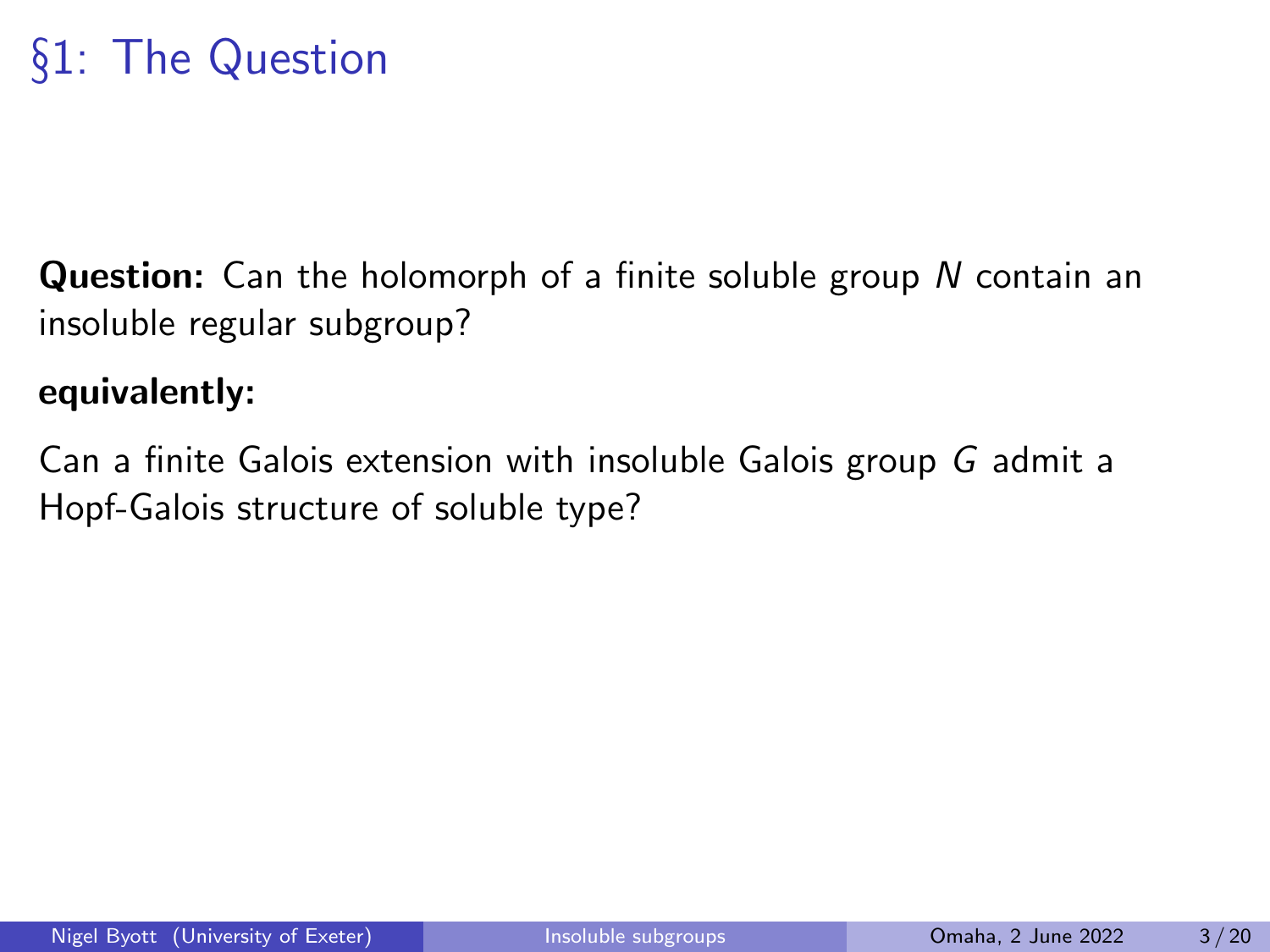# §1: The Question

**Question:** Can the holomorph of a finite soluble group $N$ contain an insoluble regular subgroup?

**equivalently:**

Can a finite Galois extension with insoluble Galois group $G$ admit a Hopf-Galois structure of soluble type?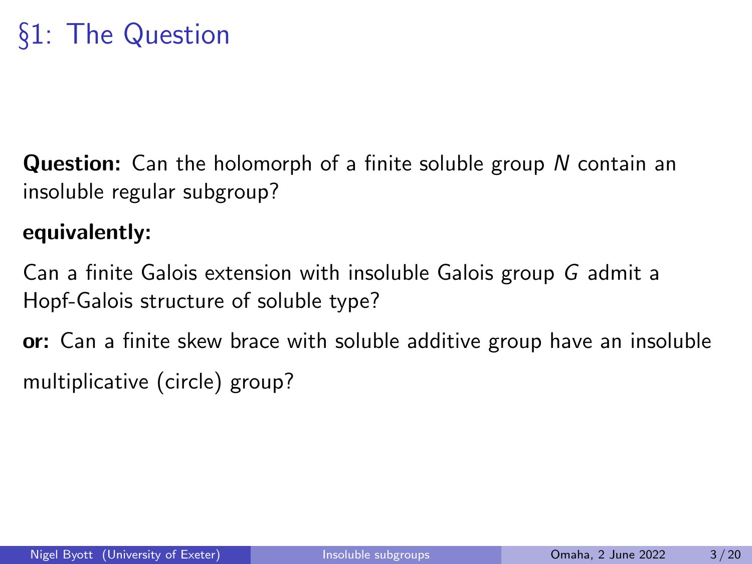# §1: The Question

**Question:** Can the holomorph of a finite soluble group $N$ contain an insoluble regular subgroup?

**equivalently:**

Can a finite Galois extension with insoluble Galois group $G$ admit a Hopf-Galois structure of soluble type?

**or:** Can a finite skew brace with soluble additive group have an insoluble multiplicative (circle) group?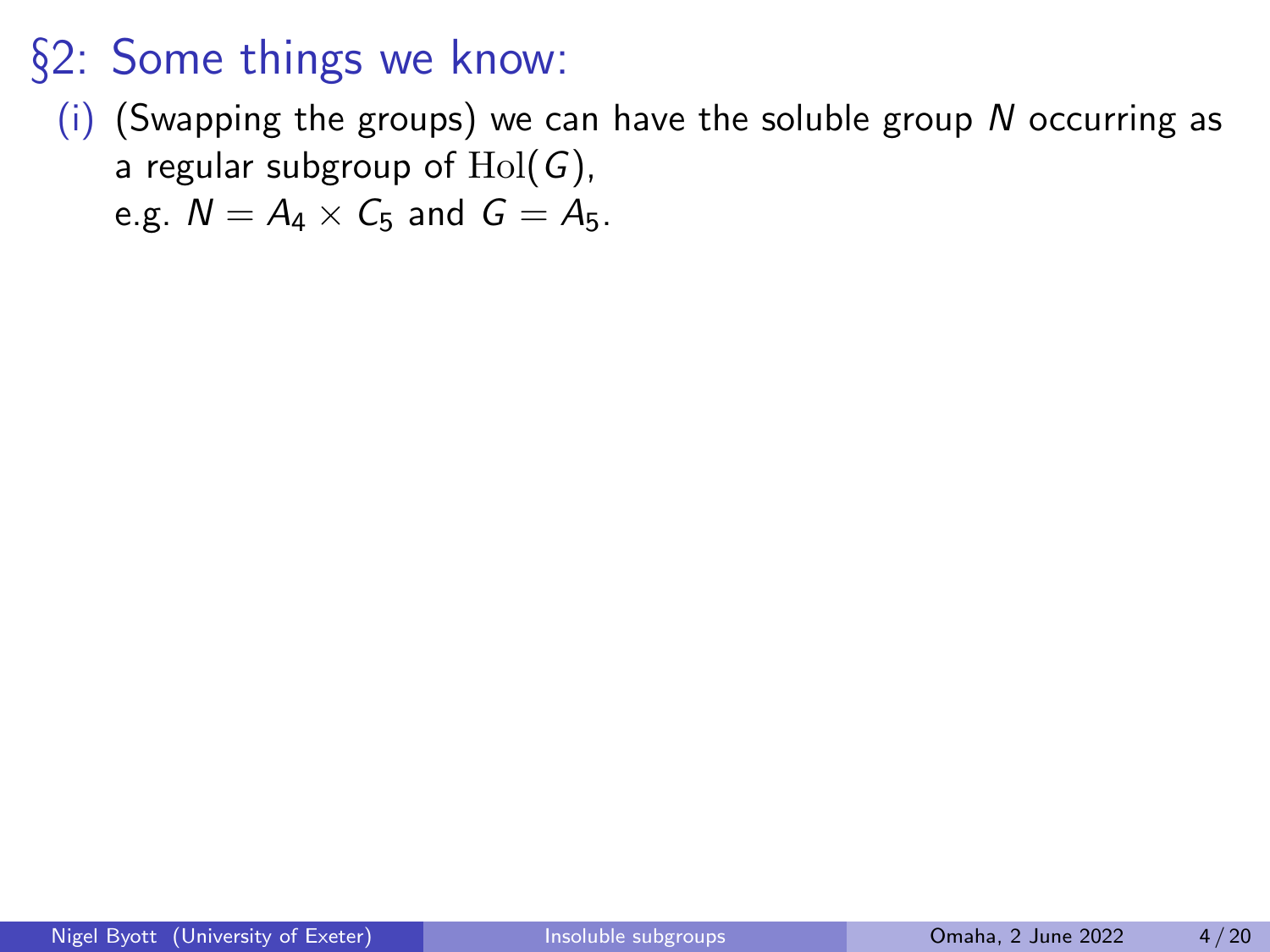# §2: Some things we know:

(i) (Swapping the groups) we can have the soluble group $N$ occurring as a regular subgroup of $\mathrm{Hol}(G)$,
e.g. $N = A_4 \times C_5$ and $G = A_5$.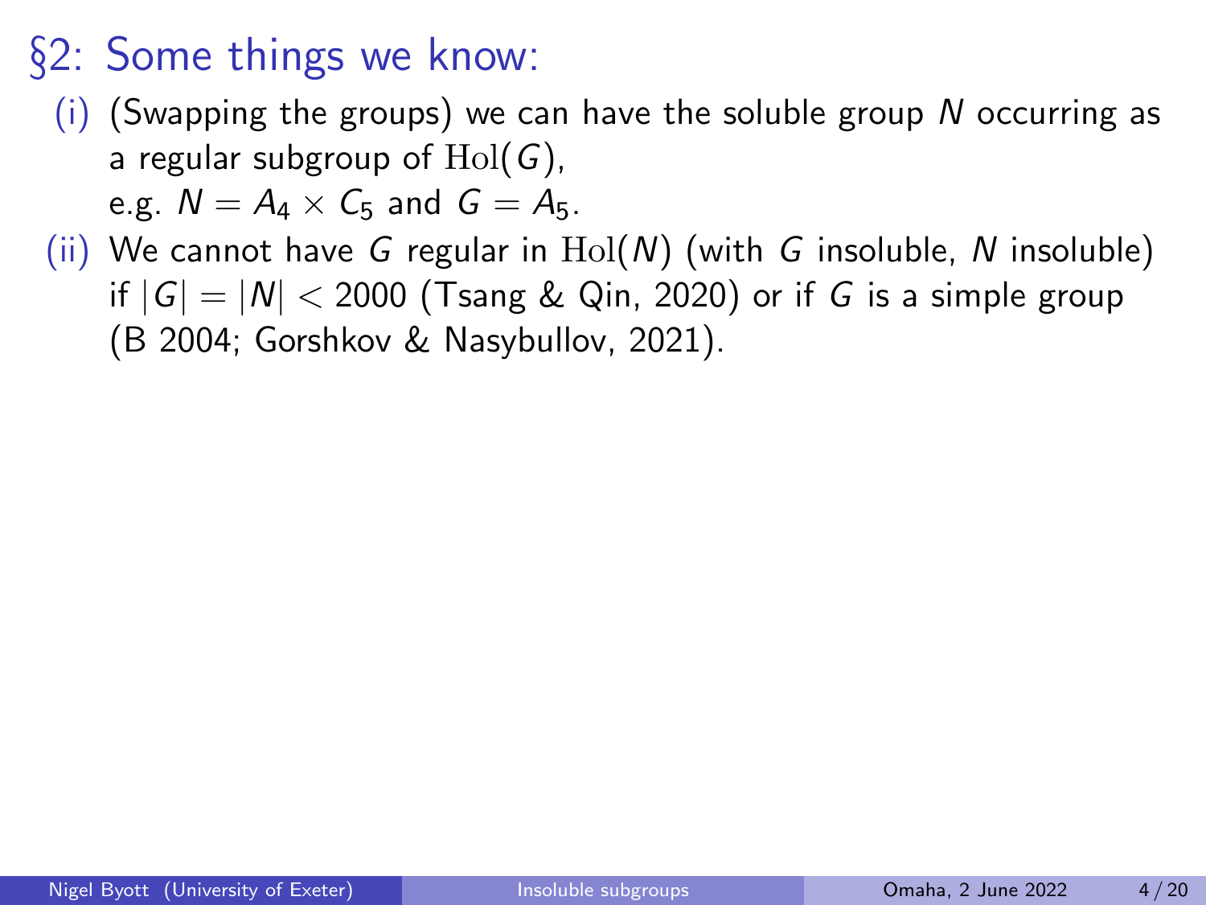## §2: Some things we know:

(i) (Swapping the groups) we can have the soluble group $N$ occurring as a regular subgroup of $\mathrm{Hol}(G)$,
e.g. $N = A_4 \times C_5$ and $G = A_5$.

(ii) We cannot have $G$ regular in $\mathrm{Hol}(N)$ (with $G$ insoluble, $N$ insoluble) if $|G| = |N| < 2000$ (Tsang & Qin, 2020) or if $G$ is a simple group (B 2004; Gorshkov & Nasybullov, 2021).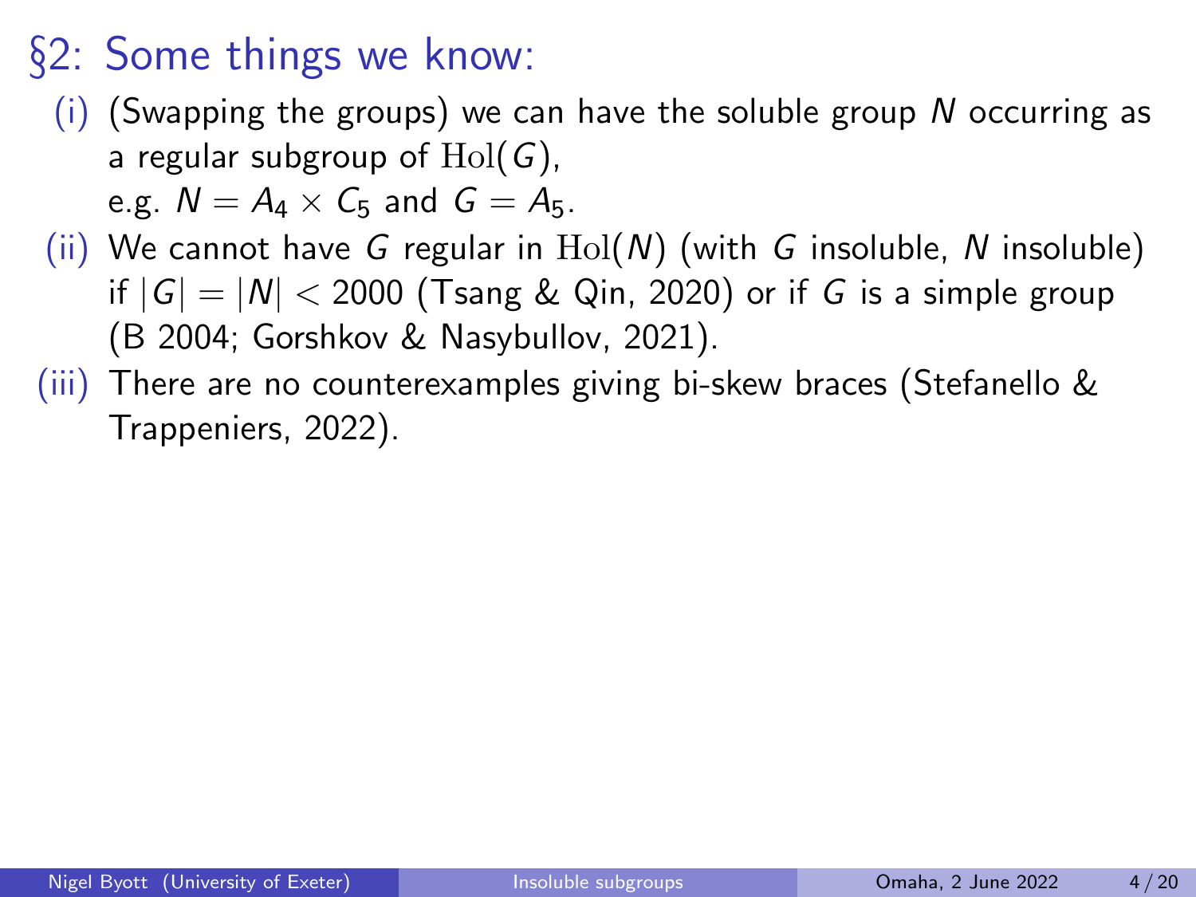## §2: Some things we know:

(i) (Swapping the groups) we can have the soluble group $N$ occurring as a regular subgroup of $\mathrm{Hol}(G)$,
e.g. $N = A_4 \times C_5$ and $G = A_5$.

(ii) We cannot have $G$ regular in $\mathrm{Hol}(N)$ (with $G$ insoluble, $N$ insoluble) if $|G| = |N| < 2000$ (Tsang & Qin, 2020) or if $G$ is a simple group (B 2004; Gorshkov & Nasybullov, 2021).

(iii) There are no counterexamples giving bi-skew braces (Stefanello & Trappeniers, 2022).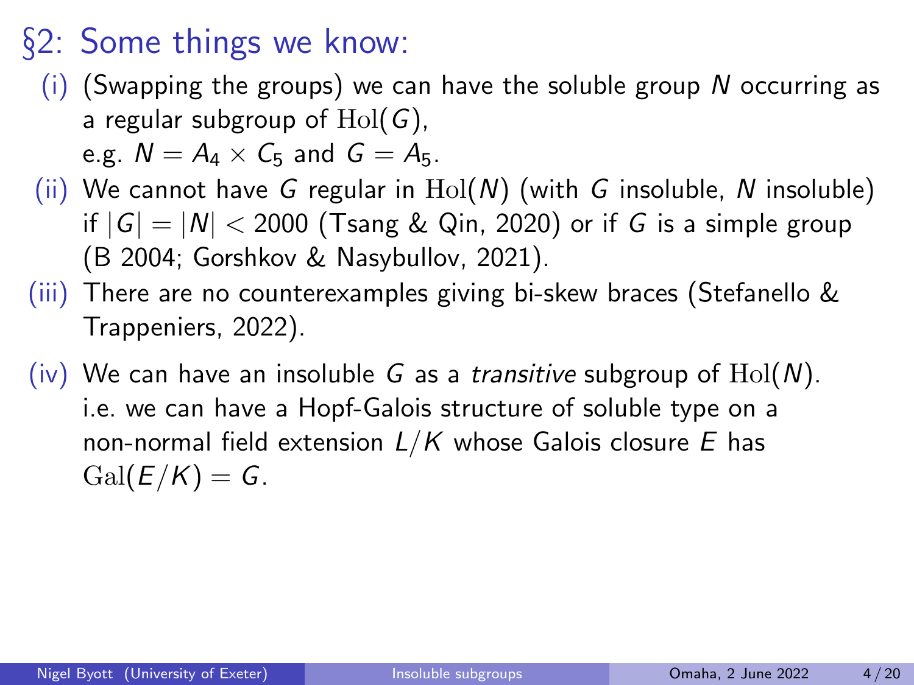# §2: Some things we know:

(i) (Swapping the groups) we can have the soluble group $N$ occurring as a regular subgroup of $\mathrm{Hol}(G)$,
e.g. $N = A_4 \times C_5$ and $G = A_5$.

(ii) We cannot have $G$ regular in $\mathrm{Hol}(N)$ (with $G$ insoluble, $N$ insoluble) if $|G| = |N| < 2000$ (Tsang & Qin, 2020) or if $G$ is a simple group (B 2004; Gorshkov & Nasybullov, 2021).

(iii) There are no counterexamples giving bi-skew braces (Stefanello & Trappeniers, 2022).

(iv) We can have an insoluble $G$ as a *transitive* subgroup of $\mathrm{Hol}(N)$.
i.e. we can have a Hopf-Galois structure of soluble type on a non-normal field extension $L/K$ whose Galois closure $E$ has $\mathrm{Gal}(E/K) = G$.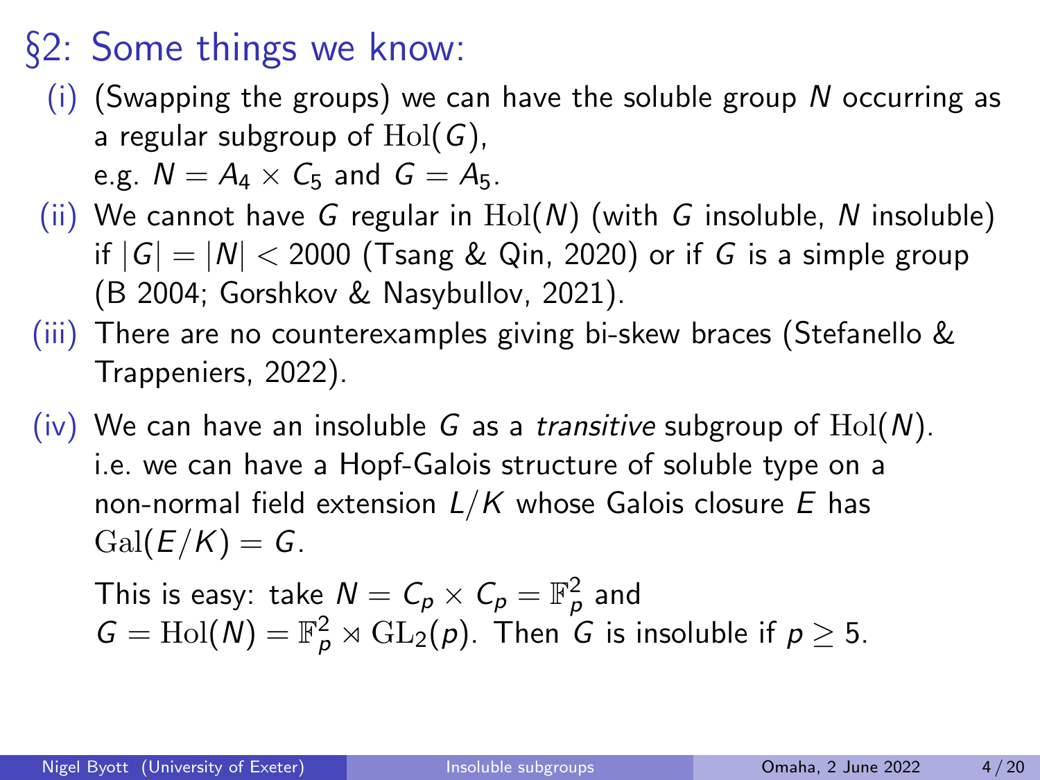# §2: Some things we know:

(i) (Swapping the groups) we can have the soluble group $N$ occurring as a regular subgroup of $\mathrm{Hol}(G)$,
e.g. $N = A_4 \times C_5$ and $G = A_5$.

(ii) We cannot have $G$ regular in $\mathrm{Hol}(N)$ (with $G$ insoluble, $N$ insoluble) if $|G| = |N| < 2000$ (Tsang & Qin, 2020) or if $G$ is a simple group (B 2004; Gorshkov & Nasybullov, 2021).

(iii) There are no counterexamples giving bi-skew braces (Stefanello & Trappeniers, 2022).

(iv) We can have an insoluble $G$ as a *transitive* subgroup of $\mathrm{Hol}(N)$.
i.e. we can have a Hopf-Galois structure of soluble type on a non-normal field extension $L/K$ whose Galois closure $E$ has $\mathrm{Gal}(E/K) = G$.

This is easy: take $N = C_p \times C_p = \mathbb{F}_p^2$ and
$G = \mathrm{Hol}(N) = \mathbb{F}_p^2 \rtimes \mathrm{GL}_2(p)$. Then $G$ is insoluble if $p \geq 5$.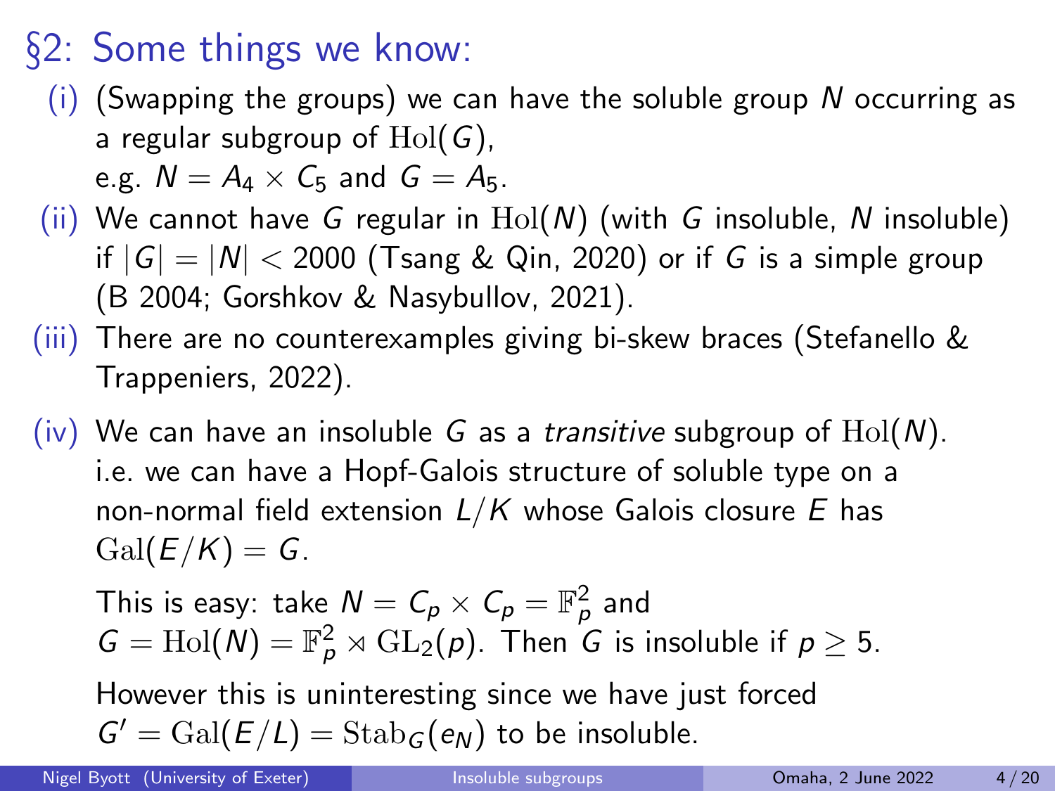## §2: Some things we know:

(i) (Swapping the groups) we can have the soluble group $N$ occurring as a regular subgroup of $\mathrm{Hol}(G)$,
e.g. $N = A_4 \times C_5$ and $G = A_5$.

(ii) We cannot have $G$ regular in $\mathrm{Hol}(N)$ (with $G$ insoluble, $N$ insoluble) if $|G| = |N| < 2000$ (Tsang & Qin, 2020) or if $G$ is a simple group (B 2004; Gorshkov & Nasybullov, 2021).

(iii) There are no counterexamples giving bi-skew braces (Stefanello & Trappeniers, 2022).

(iv) We can have an insoluble $G$ as a *transitive* subgroup of $\mathrm{Hol}(N)$.
i.e. we can have a Hopf-Galois structure of soluble type on a non-normal field extension $L/K$ whose Galois closure $E$ has $\mathrm{Gal}(E/K) = G$.

This is easy: take $N = C_p \times C_p = \mathbb{F}_p^2$ and
$G = \mathrm{Hol}(N) = \mathbb{F}_p^2 \rtimes \mathrm{GL}_2(p)$. Then $G$ is insoluble if $p \geq 5$.

However this is uninteresting since we have just forced
$G' = \mathrm{Gal}(E/L) = \mathrm{Stab}_G(e_N)$ to be insoluble.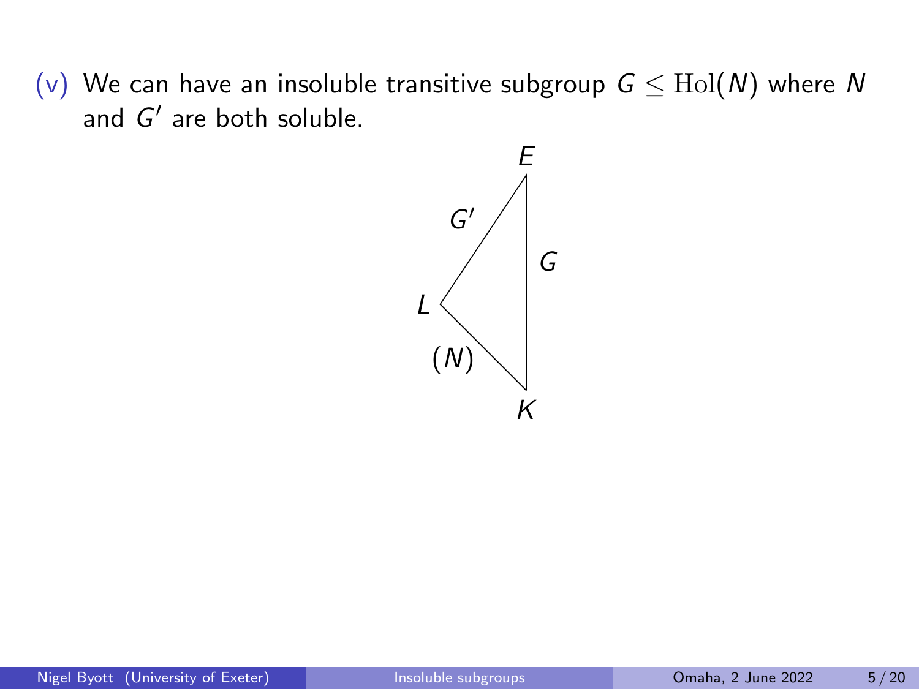(v) We can have an insoluble transitive subgroup $G \leq \mathrm{Hol}(N)$ where $N$ and $G'$ are both soluble.

$E$

$G'$ $\quad$ $G$

$L$

$(N)$

$K$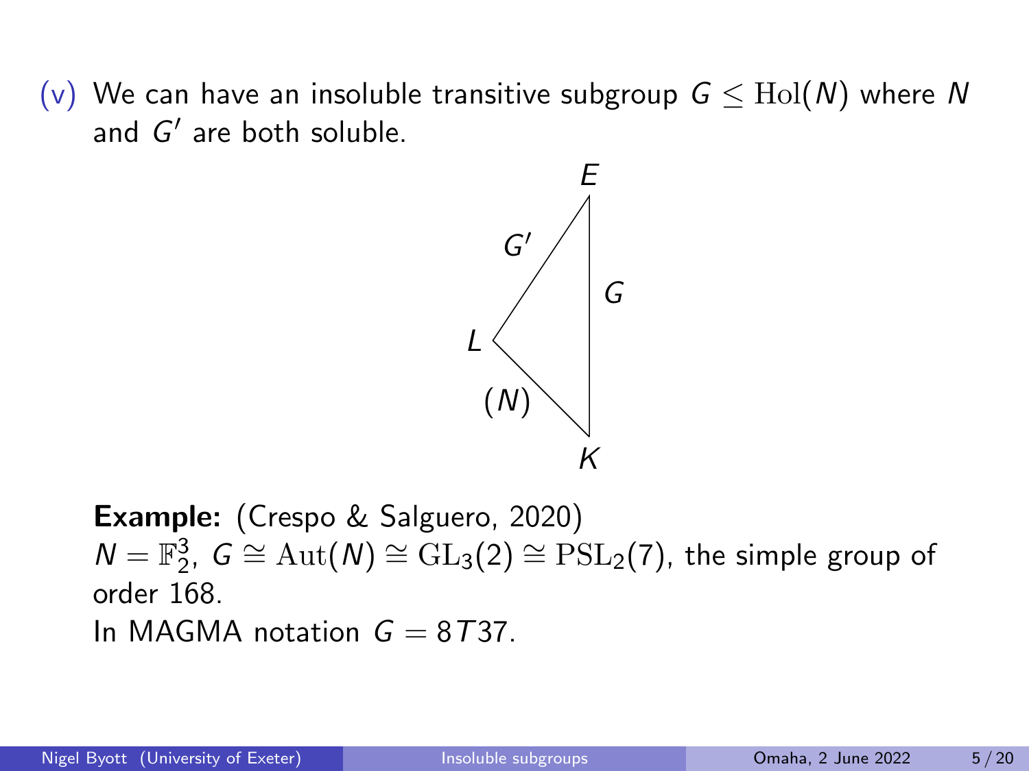(v) We can have an insoluble transitive subgroup $G \leq \mathrm{Hol}(N)$ where $N$ and $G'$ are both soluble.

**Example:** (Crespo & Salguero, 2020)
$N = \mathbb{F}_2^3$, $G \cong \mathrm{Aut}(N) \cong \mathrm{GL}_3(2) \cong \mathrm{PSL}_2(7)$, the simple group of order 168.
In MAGMA notation $G = 8T37$.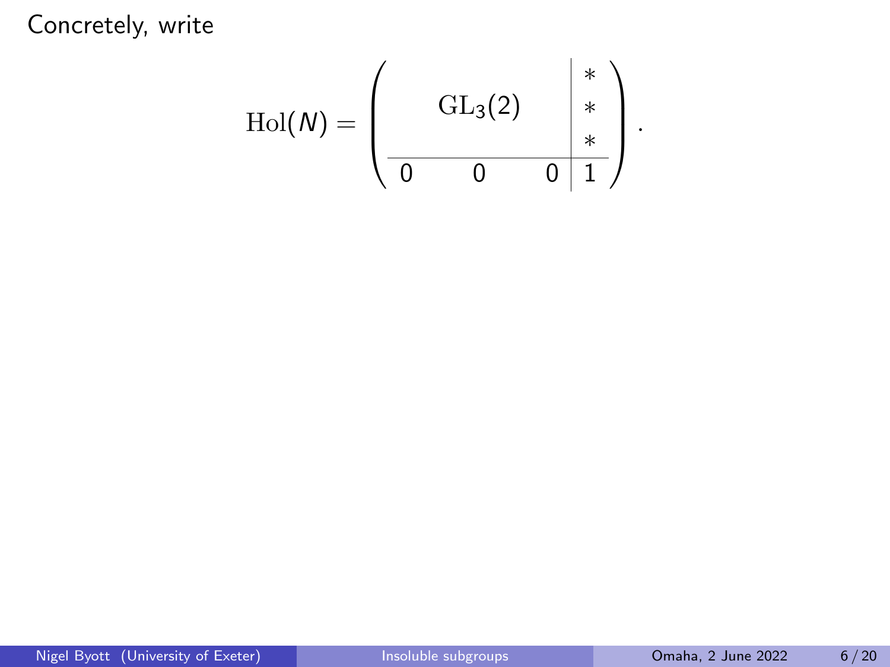Concretely, write

$$\mathrm{Hol}(N) = \left( \begin{array}{ccc|c} & & & * \\ & \mathrm{GL}_3(2) & & * \\ & & & * \\ \hline 0 & 0 & 0 & 1 \end{array} \right).$$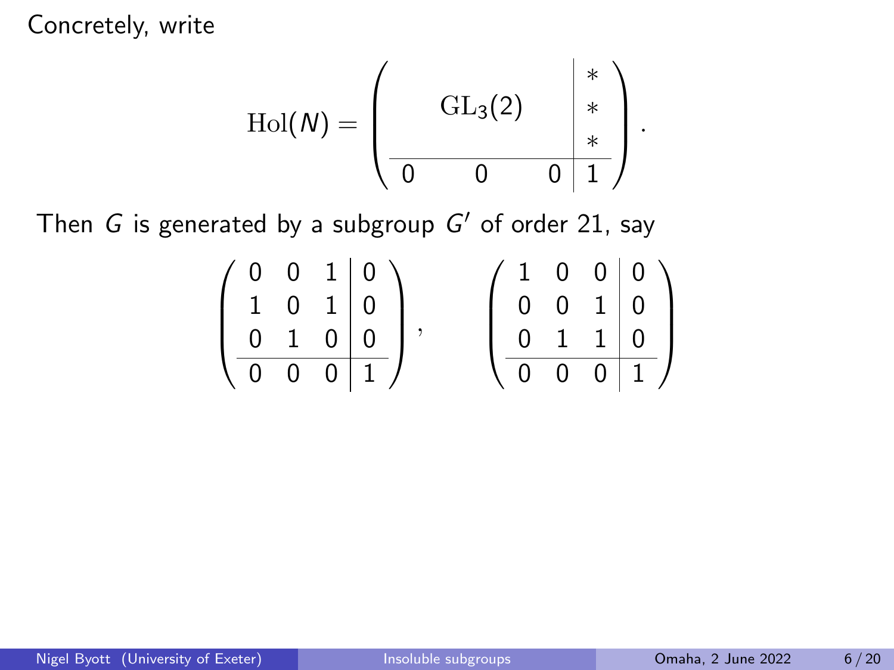Concretely, write

$$\mathrm{Hol}(N) = \left(\begin{array}{ccc|c} & \mathrm{GL}_3(2) & & * \\ & & & * \\ & & & * \\ \hline 0 & 0 & 0 & 1 \end{array}\right).$$

Then $G$ is generated by a subgroup $G'$ of order 21, say

$$\left(\begin{array}{ccc|c} 0 & 0 & 1 & 0 \\ 1 & 0 & 1 & 0 \\ 0 & 1 & 0 & 0 \\ \hline 0 & 0 & 0 & 1 \end{array}\right), \qquad \left(\begin{array}{ccc|c} 1 & 0 & 0 & 0 \\ 0 & 0 & 1 & 0 \\ 0 & 1 & 1 & 0 \\ \hline 0 & 0 & 0 & 1 \end{array}\right)$$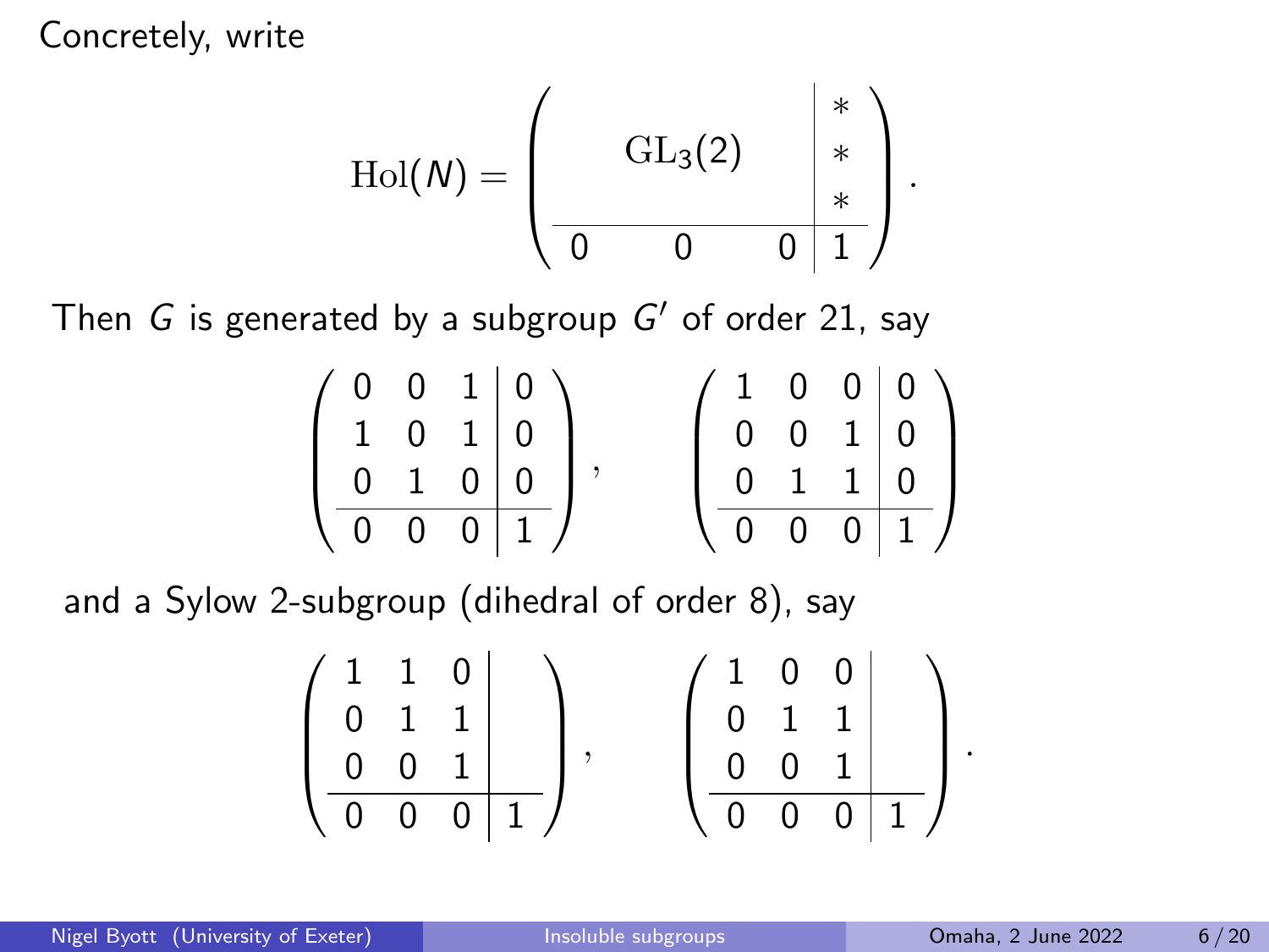Concretely, write

$$\mathrm{Hol}(N) = \left( \begin{array}{ccc|c} & \mathrm{GL}_3(2) & & \begin{array}{c} * \\ * \\ * \end{array} \\ \hline 0 & 0 & 0 & 1 \end{array} \right).$$

Then $G$ is generated by a subgroup $G'$ of order 21, say

$$\left( \begin{array}{ccc|c} 0 & 0 & 1 & 0 \\ 1 & 0 & 1 & 0 \\ 0 & 1 & 0 & 0 \\ \hline 0 & 0 & 0 & 1 \end{array} \right), \qquad \left( \begin{array}{ccc|c} 1 & 0 & 0 & 0 \\ 0 & 0 & 1 & 0 \\ 0 & 1 & 1 & 0 \\ \hline 0 & 0 & 0 & 1 \end{array} \right)$$

and a Sylow 2-subgroup (dihedral of order 8), say

$$\left( \begin{array}{ccc|c} 1 & 1 & 0 & \\ 0 & 1 & 1 & \\ 0 & 0 & 1 & \\ \hline 0 & 0 & 0 & 1 \end{array} \right), \qquad \left( \begin{array}{ccc|c} 1 & 0 & 0 & \\ 0 & 1 & 1 & \\ 0 & 0 & 1 & \\ \hline 0 & 0 & 0 & 1 \end{array} \right).$$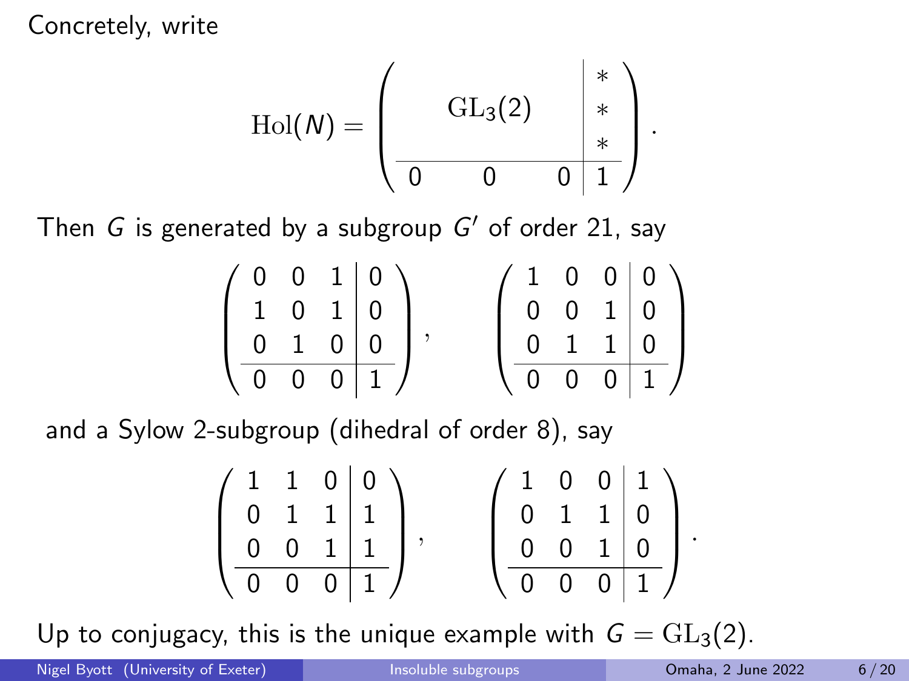Concretely, write

$$\mathrm{Hol}(N) = \left( \begin{array}{ccc|c} & \mathrm{GL}_3(2) & & * \\ & & & * \\ & & & * \\ \hline 0 & 0 & 0 & 1 \end{array} \right).$$

Then $G$ is generated by a subgroup $G'$ of order 21, say

$$\left( \begin{array}{ccc|c} 0 & 0 & 1 & 0 \\ 1 & 0 & 1 & 0 \\ 0 & 1 & 0 & 0 \\ \hline 0 & 0 & 0 & 1 \end{array} \right), \qquad \left( \begin{array}{ccc|c} 1 & 0 & 0 & 0 \\ 0 & 0 & 1 & 0 \\ 0 & 1 & 1 & 0 \\ \hline 0 & 0 & 0 & 1 \end{array} \right)$$

and a Sylow 2-subgroup (dihedral of order 8), say

$$\left( \begin{array}{ccc|c} 1 & 1 & 0 & 0 \\ 0 & 1 & 1 & 1 \\ 0 & 0 & 1 & 1 \\ \hline 0 & 0 & 0 & 1 \end{array} \right), \qquad \left( \begin{array}{ccc|c} 1 & 0 & 0 & 1 \\ 0 & 1 & 1 & 0 \\ 0 & 0 & 1 & 0 \\ \hline 0 & 0 & 0 & 1 \end{array} \right).$$

Up to conjugacy, this is the unique example with $G = \mathrm{GL}_3(2)$.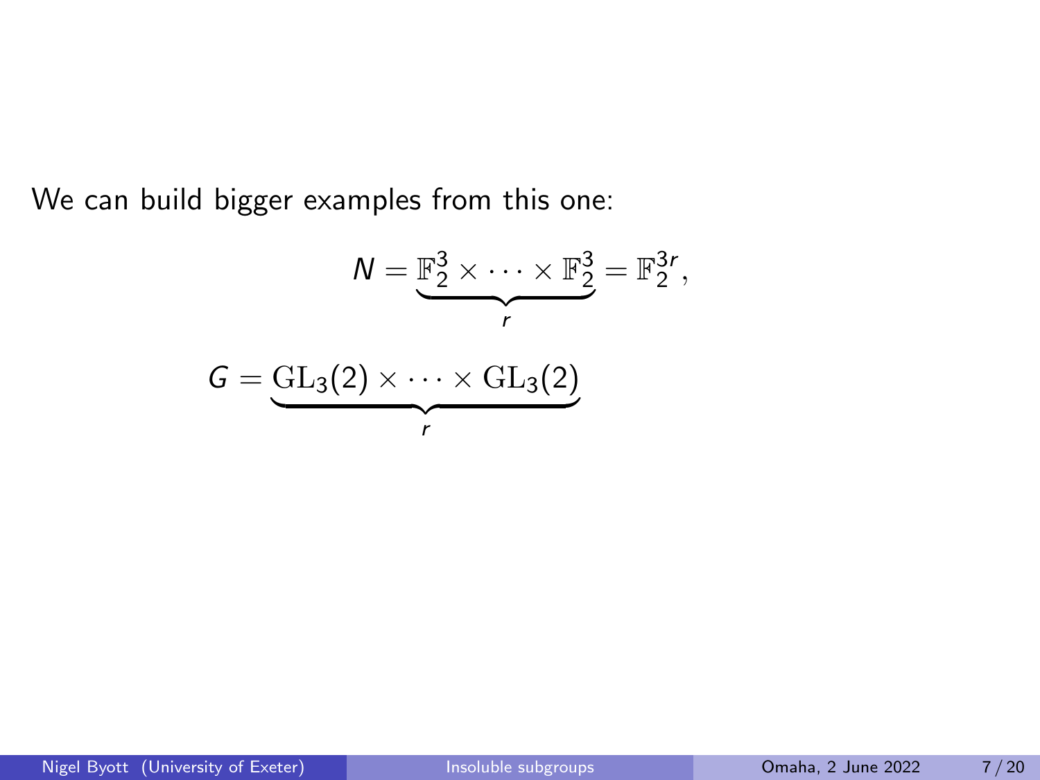We can build bigger examples from this one:

$$N = \underbrace{\mathbb{F}_2^3 \times \cdots \times \mathbb{F}_2^3}_{r} = \mathbb{F}_2^{3r},$$

$$G = \underbrace{\mathrm{GL}_3(2) \times \cdots \times \mathrm{GL}_3(2)}_{r}$$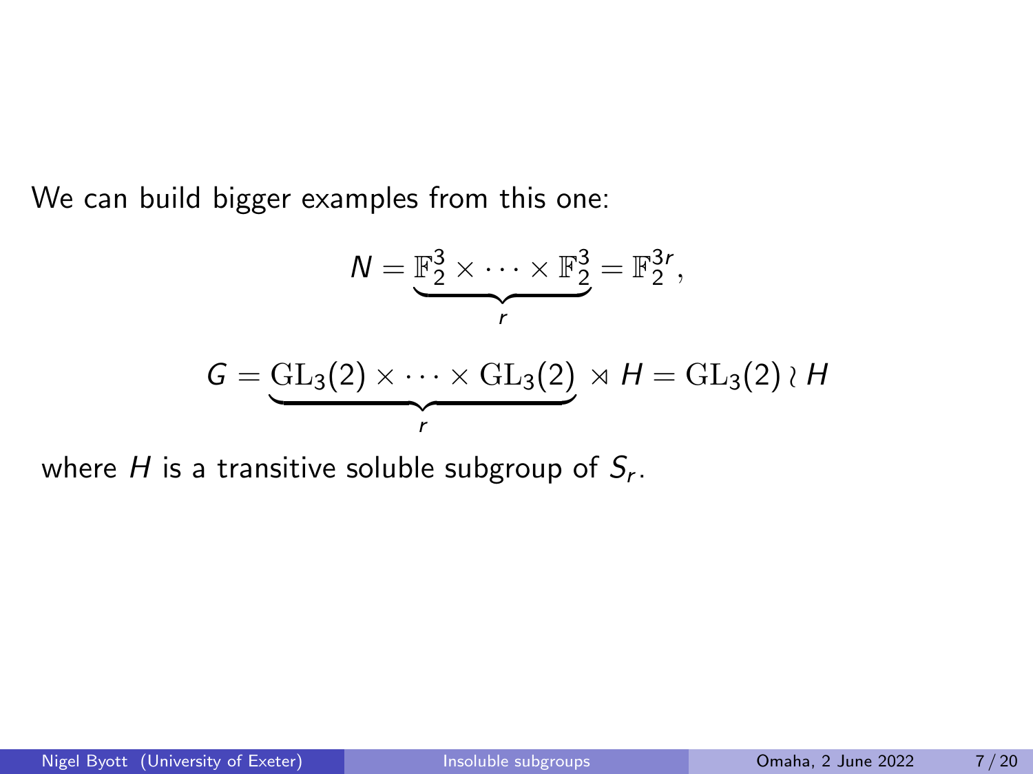We can build bigger examples from this one:

$$N = \underbrace{\mathbb{F}_2^3 \times \cdots \times \mathbb{F}_2^3}_{r} = \mathbb{F}_2^{3r},$$

$$G = \underbrace{\mathrm{GL}_3(2) \times \cdots \times \mathrm{GL}_3(2)}_{r} \rtimes H = \mathrm{GL}_3(2) \wr H$$

where $H$ is a transitive soluble subgroup of $S_r$.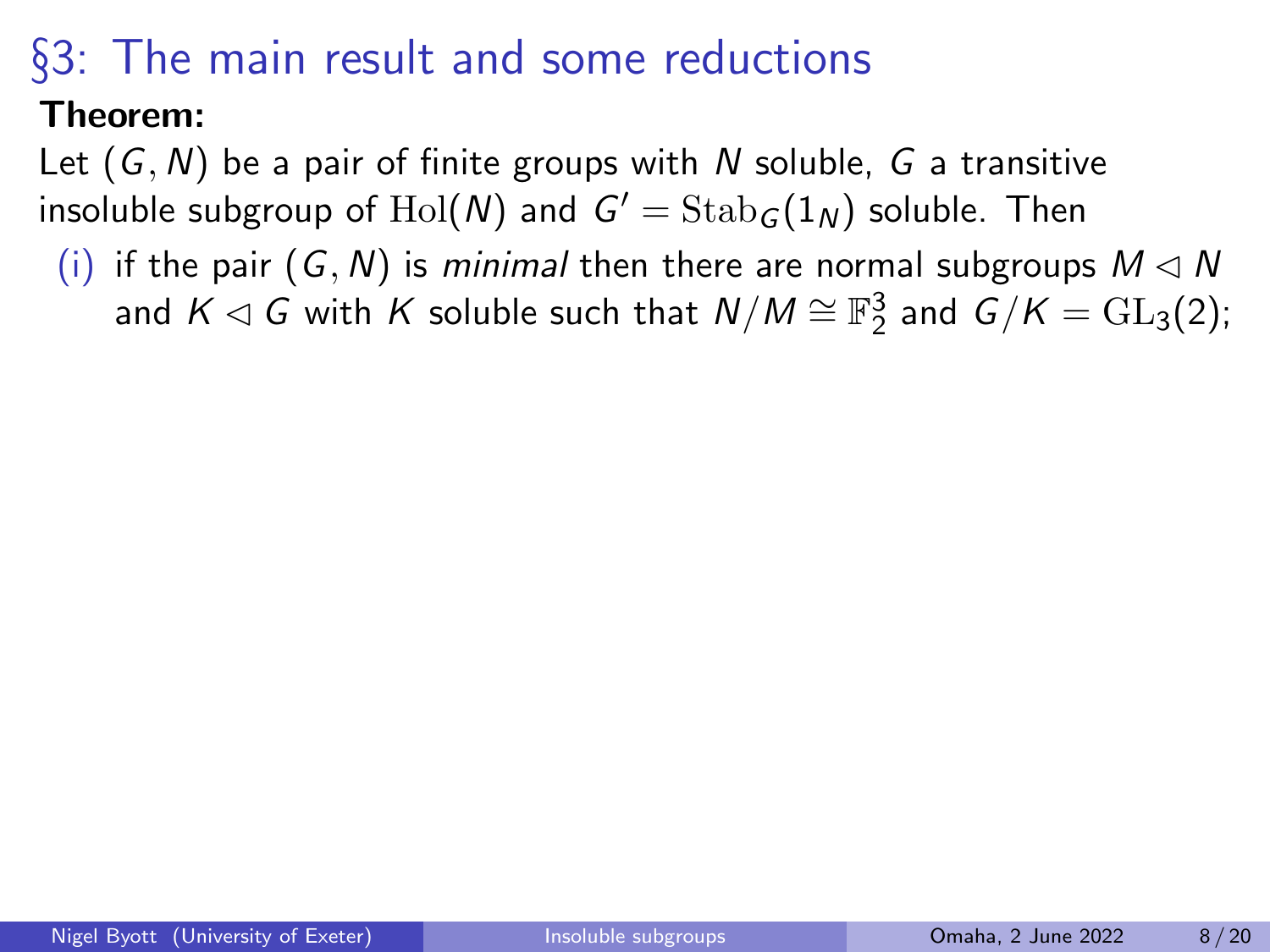# §3: The main result and some reductions

**Theorem:**

Let $(G, N)$ be a pair of finite groups with $N$ soluble, $G$ a transitive insoluble subgroup of $\mathrm{Hol}(N)$ and $G' = \mathrm{Stab}_G(1_N)$ soluble. Then

(i) if the pair $(G, N)$ is *minimal* then there are normal subgroups $M \lhd N$ and $K \lhd G$ with $K$ soluble such that $N/M \cong \mathbb{F}_2^3$ and $G/K = \mathrm{GL}_3(2)$;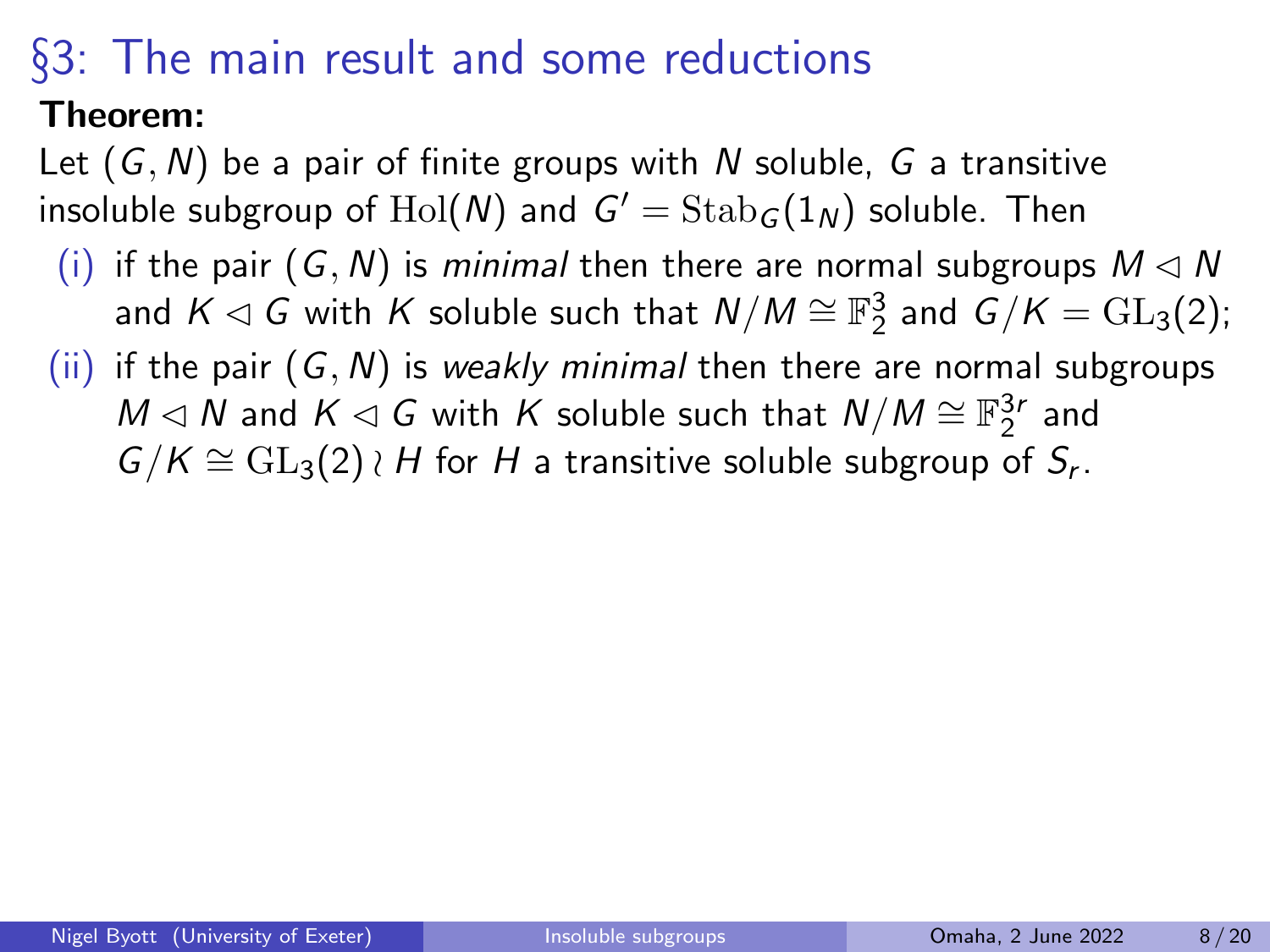# §3: The main result and some reductions

**Theorem:**

Let $(G, N)$ be a pair of finite groups with $N$ soluble, $G$ a transitive insoluble subgroup of $\mathrm{Hol}(N)$ and $G' = \mathrm{Stab}_G(1_N)$ soluble. Then

(i) if the pair $(G, N)$ is *minimal* then there are normal subgroups $M \lhd N$ and $K \lhd G$ with $K$ soluble such that $N/M \cong \mathbb{F}_2^3$ and $G/K = \mathrm{GL}_3(2)$;

(ii) if the pair $(G, N)$ is *weakly minimal* then there are normal subgroups $M \lhd N$ and $K \lhd G$ with $K$ soluble such that $N/M \cong \mathbb{F}_2^{3r}$ and $G/K \cong \mathrm{GL}_3(2) \wr H$ for $H$ a transitive soluble subgroup of $S_r$.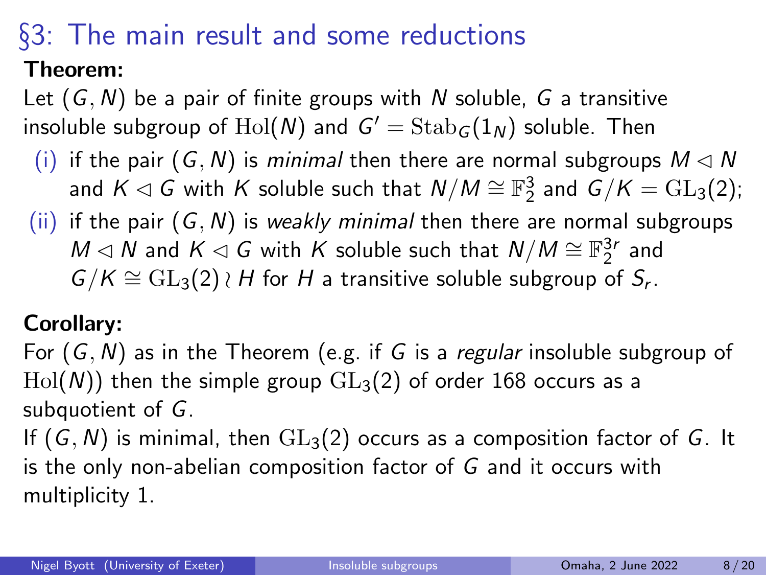# §3: The main result and some reductions

**Theorem:**

Let $(G, N)$ be a pair of finite groups with $N$ soluble, $G$ a transitive insoluble subgroup of $\mathrm{Hol}(N)$ and $G' = \mathrm{Stab}_G(1_N)$ soluble. Then

(i) if the pair $(G, N)$ is *minimal* then there are normal subgroups $M \lhd N$ and $K \lhd G$ with $K$ soluble such that $N/M \cong \mathbb{F}_2^3$ and $G/K = \mathrm{GL}_3(2)$;

(ii) if the pair $(G, N)$ is *weakly minimal* then there are normal subgroups $M \lhd N$ and $K \lhd G$ with $K$ soluble such that $N/M \cong \mathbb{F}_2^{3r}$ and $G/K \cong \mathrm{GL}_3(2) \wr H$ for $H$ a transitive soluble subgroup of $S_r$.

**Corollary:**

For $(G, N)$ as in the Theorem (e.g. if $G$ is a *regular* insoluble subgroup of $\mathrm{Hol}(N)$) then the simple group $\mathrm{GL}_3(2)$ of order 168 occurs as a subquotient of $G$.

If $(G, N)$ is minimal, then $\mathrm{GL}_3(2)$ occurs as a composition factor of $G$. It is the only non-abelian composition factor of $G$ and it occurs with multiplicity 1.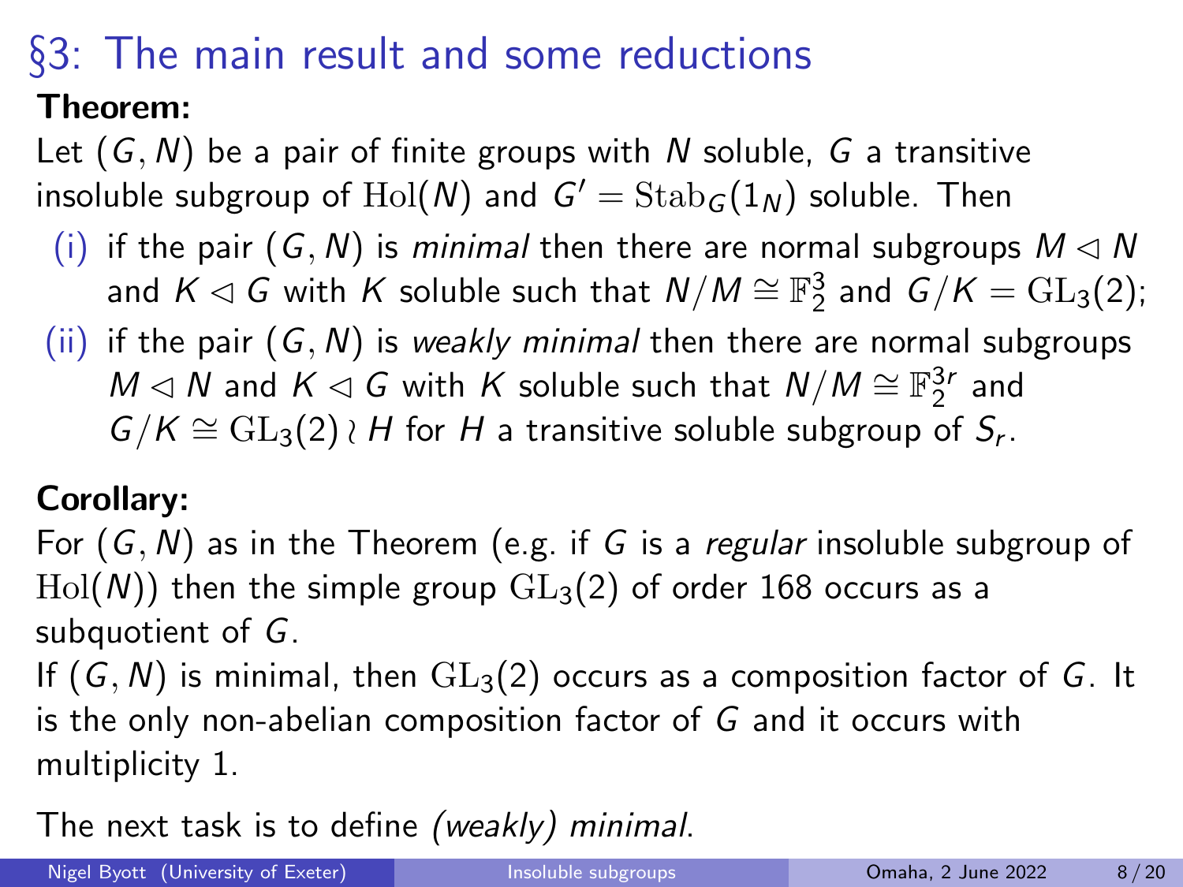# §3: The main result and some reductions

**Theorem:**

Let $(G, N)$ be a pair of finite groups with $N$ soluble, $G$ a transitive insoluble subgroup of $\mathrm{Hol}(N)$ and $G' = \mathrm{Stab}_G(1_N)$ soluble. Then

(i) if the pair $(G, N)$ is *minimal* then there are normal subgroups $M \lhd N$ and $K \lhd G$ with $K$ soluble such that $N/M \cong \mathbb{F}_2^3$ and $G/K = \mathrm{GL}_3(2)$;

(ii) if the pair $(G, N)$ is *weakly minimal* then there are normal subgroups $M \lhd N$ and $K \lhd G$ with $K$ soluble such that $N/M \cong \mathbb{F}_2^{3r}$ and $G/K \cong \mathrm{GL}_3(2) \wr H$ for $H$ a transitive soluble subgroup of $S_r$.

**Corollary:**

For $(G, N)$ as in the Theorem (e.g. if $G$ is a *regular* insoluble subgroup of $\mathrm{Hol}(N)$) then the simple group $\mathrm{GL}_3(2)$ of order 168 occurs as a subquotient of $G$.

If $(G, N)$ is minimal, then $\mathrm{GL}_3(2)$ occurs as a composition factor of $G$. It is the only non-abelian composition factor of $G$ and it occurs with multiplicity 1.

The next task is to define *(weakly) minimal*.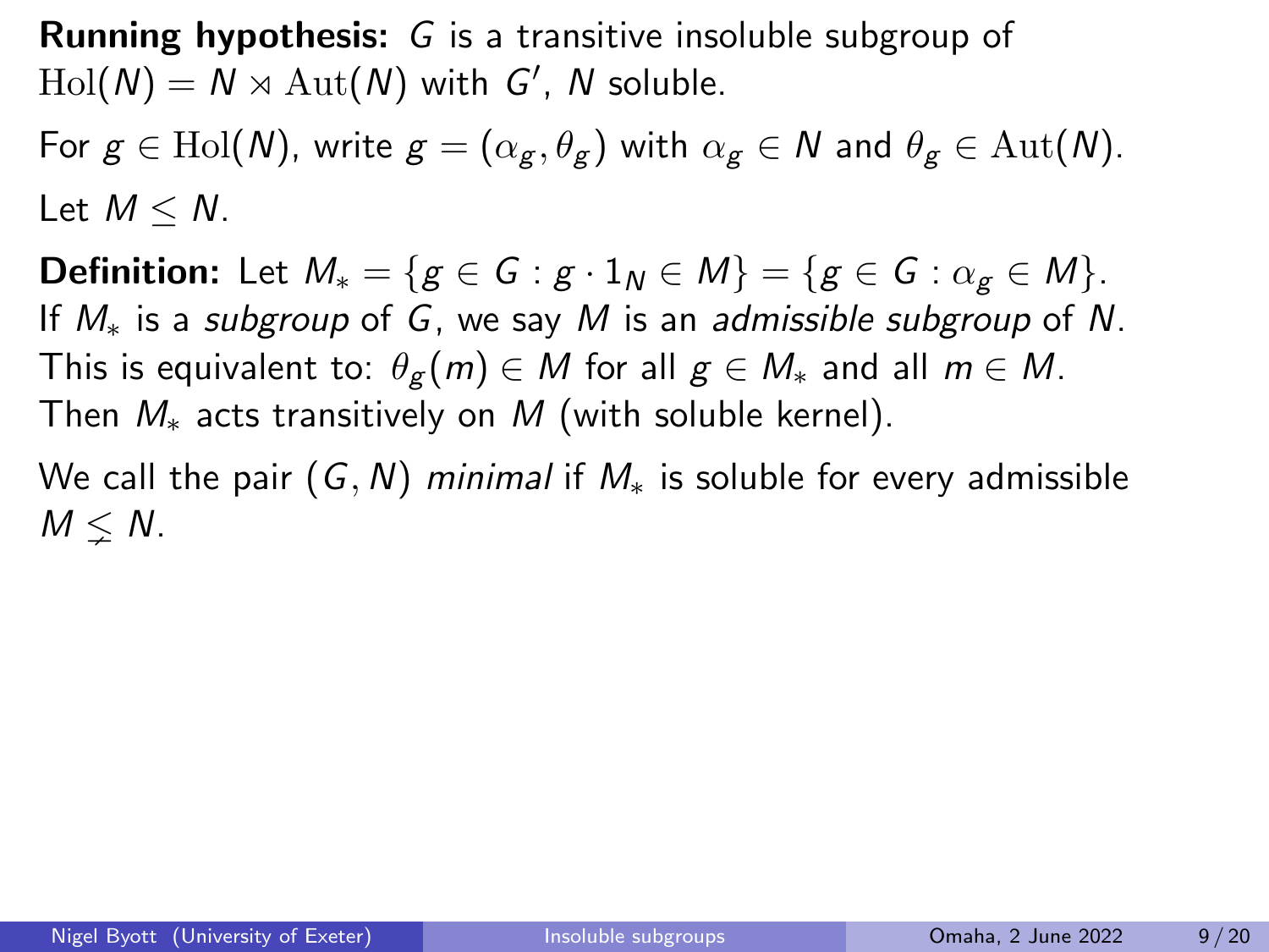**Running hypothesis:** $G$ is a transitive insoluble subgroup of $\mathrm{Hol}(N) = N \rtimes \mathrm{Aut}(N)$ with $G'$, $N$ soluble.

For $g \in \mathrm{Hol}(N)$, write $g = (\alpha_g, \theta_g)$ with $\alpha_g \in N$ and $\theta_g \in \mathrm{Aut}(N)$.

Let $M \leq N$.

**Definition:** Let $M_* = \{g \in G : g \cdot 1_N \in M\} = \{g \in G : \alpha_g \in M\}$.
If $M_*$ is a *subgroup* of $G$, we say $M$ is an *admissible subgroup* of $N$.
This is equivalent to: $\theta_g(m) \in M$ for all $g \in M_*$ and all $m \in M$.
Then $M_*$ acts transitively on $M$ (with soluble kernel).

We call the pair $(G, N)$ *minimal* if $M_*$ is soluble for every admissible $M \lneq N$.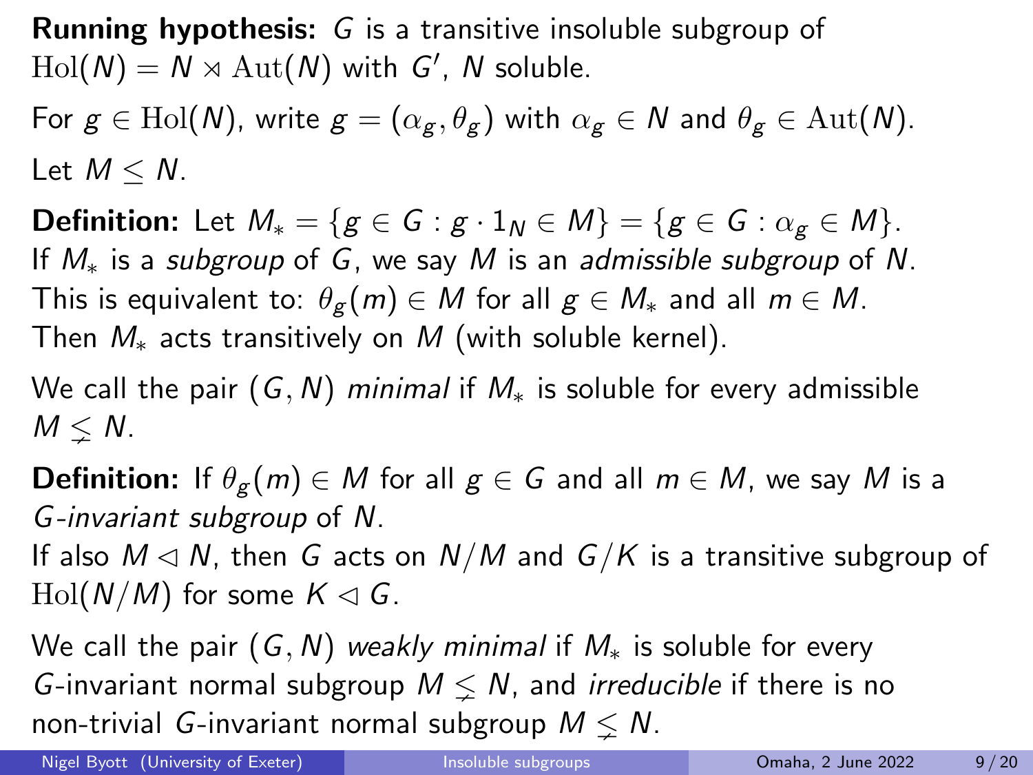**Running hypothesis:** $G$ is a transitive insoluble subgroup of $\mathrm{Hol}(N) = N \rtimes \mathrm{Aut}(N)$ with $G'$, $N$ soluble.

For $g \in \mathrm{Hol}(N)$, write $g = (\alpha_g, \theta_g)$ with $\alpha_g \in N$ and $\theta_g \in \mathrm{Aut}(N)$.

Let $M \leq N$.

**Definition:** Let $M_* = \{g \in G : g \cdot 1_N \in M\} = \{g \in G : \alpha_g \in M\}$.
If $M_*$ is a *subgroup* of $G$, we say $M$ is an *admissible subgroup* of $N$.
This is equivalent to: $\theta_g(m) \in M$ for all $g \in M_*$ and all $m \in M$.
Then $M_*$ acts transitively on $M$ (with soluble kernel).

We call the pair $(G, N)$ *minimal* if $M_*$ is soluble for every admissible $M \lneq N$.

**Definition:** If $\theta_g(m) \in M$ for all $g \in G$ and all $m \in M$, we say $M$ is a *$G$-invariant subgroup* of $N$.
If also $M \lhd N$, then $G$ acts on $N/M$ and $G/K$ is a transitive subgroup of $\mathrm{Hol}(N/M)$ for some $K \lhd G$.

We call the pair $(G, N)$ *weakly minimal* if $M_*$ is soluble for every $G$-invariant normal subgroup $M \lneq N$, and *irreducible* if there is no non-trivial $G$-invariant normal subgroup $M \lneq N$.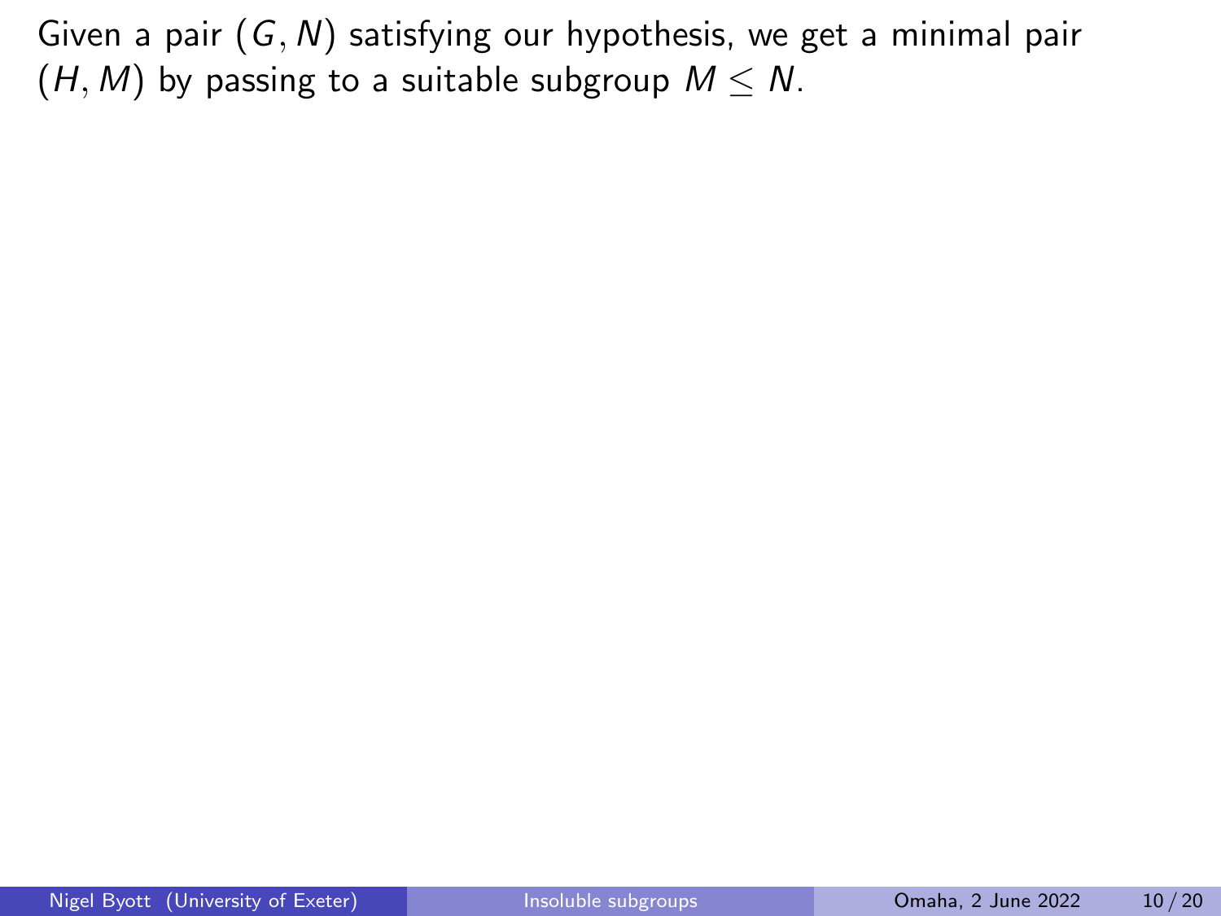Given a pair $(G, N)$ satisfying our hypothesis, we get a minimal pair $(H, M)$ by passing to a suitable subgroup $M \leq N$.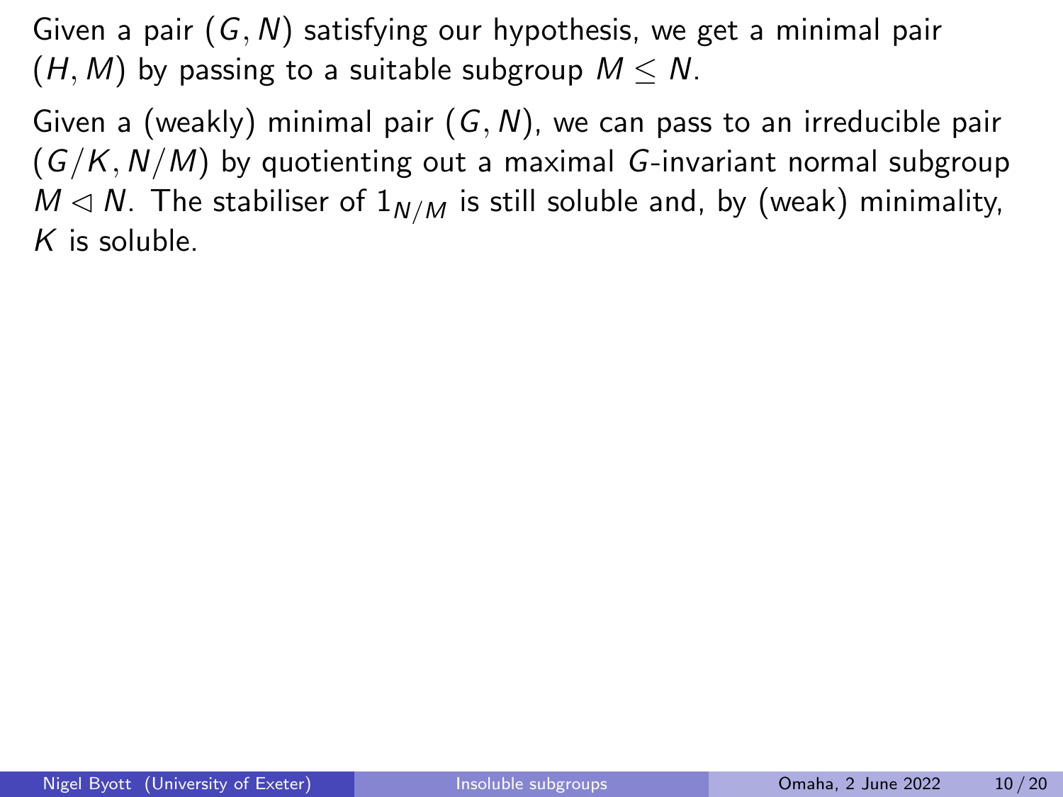Given a pair $(G, N)$ satisfying our hypothesis, we get a minimal pair $(H, M)$ by passing to a suitable subgroup $M \leq N$.

Given a (weakly) minimal pair $(G, N)$, we can pass to an irreducible pair $(G/K, N/M)$ by quotienting out a maximal $G$-invariant normal subgroup $M \lhd N$. The stabiliser of $1_{N/M}$ is still soluble and, by (weak) minimality, $K$ is soluble.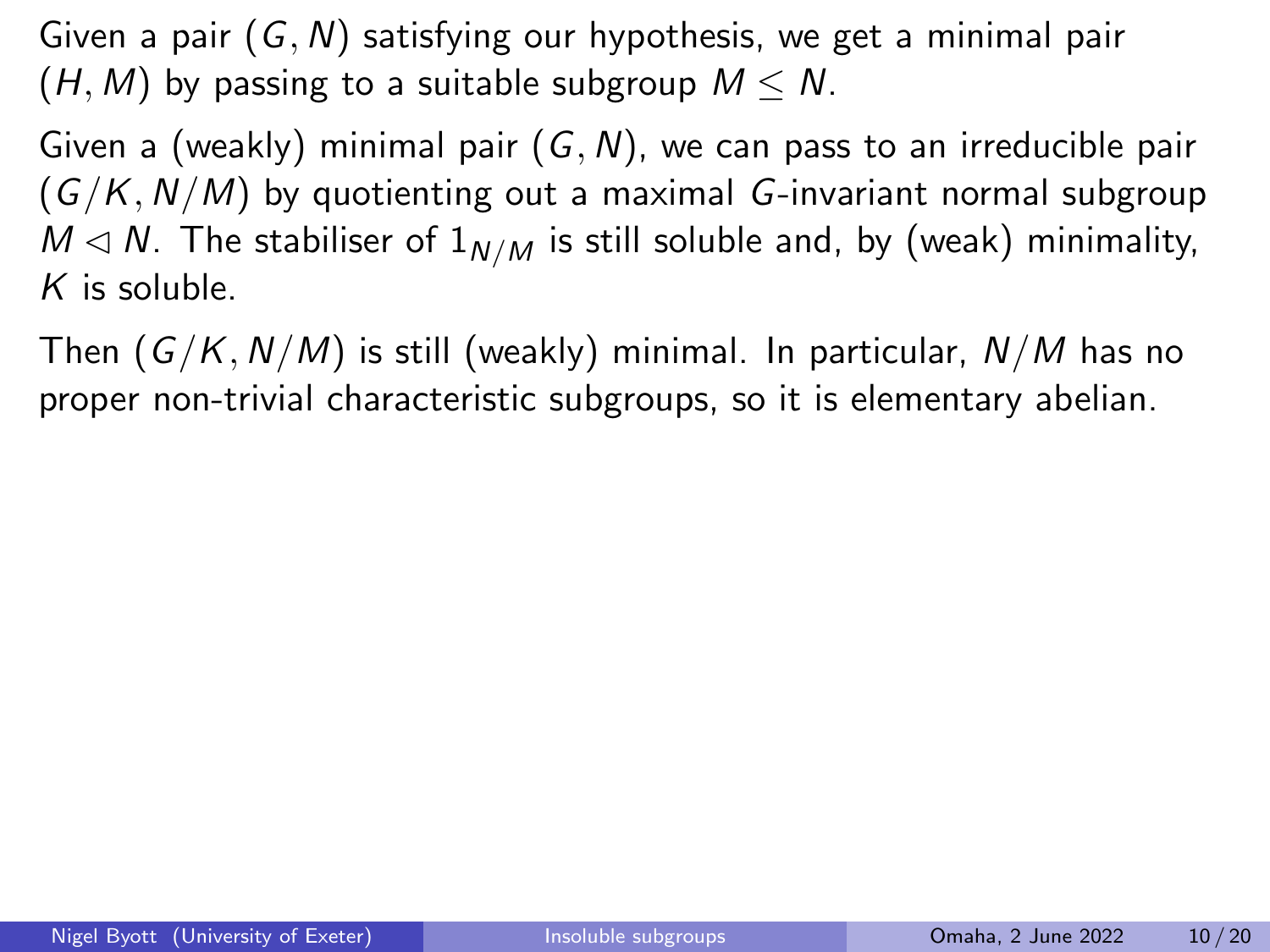Given a pair $(G, N)$ satisfying our hypothesis, we get a minimal pair $(H, M)$ by passing to a suitable subgroup $M \leq N$.

Given a (weakly) minimal pair $(G, N)$, we can pass to an irreducible pair $(G/K, N/M)$ by quotienting out a maximal $G$-invariant normal subgroup $M \lhd N$. The stabiliser of $1_{N/M}$ is still soluble and, by (weak) minimality, $K$ is soluble.

Then $(G/K, N/M)$ is still (weakly) minimal. In particular, $N/M$ has no proper non-trivial characteristic subgroups, so it is elementary abelian.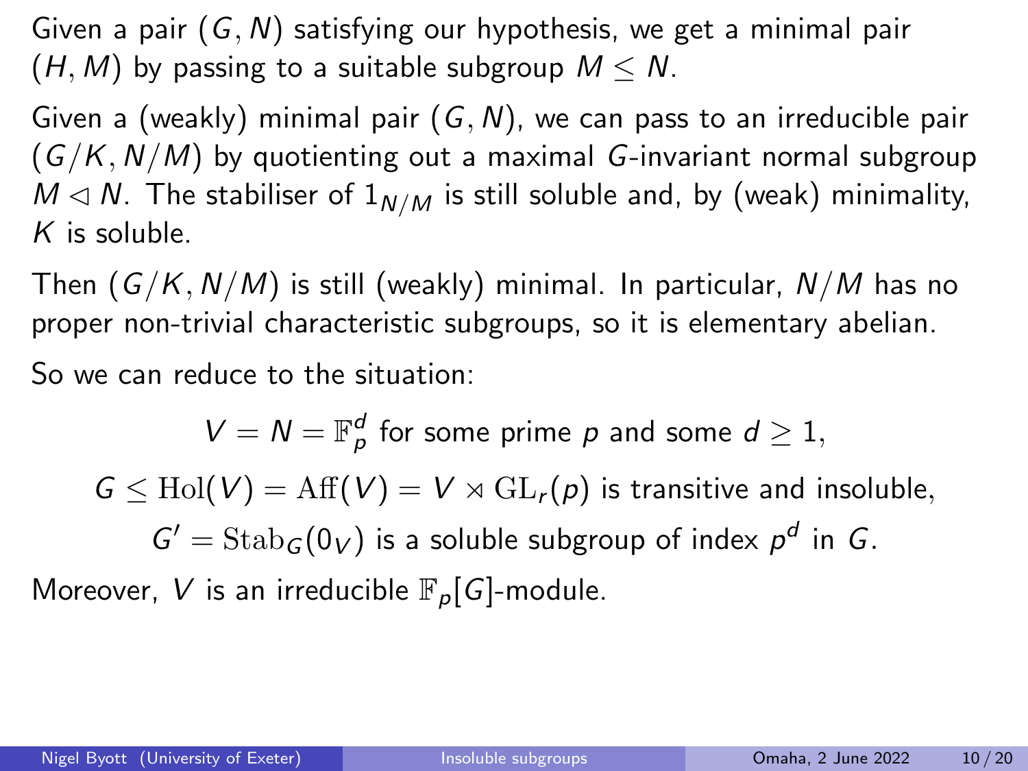Given a pair $(G, N)$ satisfying our hypothesis, we get a minimal pair $(H, M)$ by passing to a suitable subgroup $M \leq N$.

Given a (weakly) minimal pair $(G, N)$, we can pass to an irreducible pair $(G/K, N/M)$ by quotienting out a maximal $G$-invariant normal subgroup $M \lhd N$. The stabiliser of $1_{N/M}$ is still soluble and, by (weak) minimality, $K$ is soluble.

Then $(G/K, N/M)$ is still (weakly) minimal. In particular, $N/M$ has no proper non-trivial characteristic subgroups, so it is elementary abelian.

So we can reduce to the situation:

$$V = N = \mathbb{F}_p^d \text{ for some prime } p \text{ and some } d \geq 1,$$

$$G \leq \mathrm{Hol}(V) = \mathrm{Aff}(V) = V \rtimes \mathrm{GL}_r(p) \text{ is transitive and insoluble,}$$

$$G' = \mathrm{Stab}_G(0_V) \text{ is a soluble subgroup of index } p^d \text{ in } G.$$

Moreover, $V$ is an irreducible $\mathbb{F}_p[G]$-module.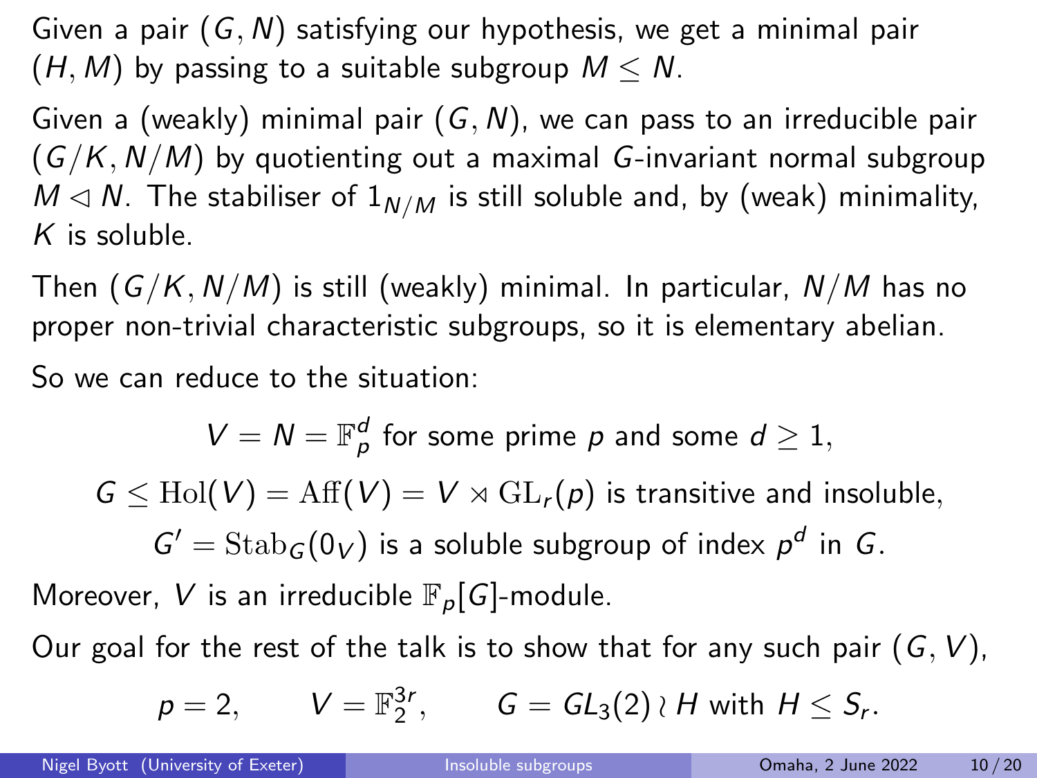Given a pair $(G, N)$ satisfying our hypothesis, we get a minimal pair $(H, M)$ by passing to a suitable subgroup $M \leq N$.

Given a (weakly) minimal pair $(G, N)$, we can pass to an irreducible pair $(G/K, N/M)$ by quotienting out a maximal $G$-invariant normal subgroup $M \lhd N$. The stabiliser of $1_{N/M}$ is still soluble and, by (weak) minimality, $K$ is soluble.

Then $(G/K, N/M)$ is still (weakly) minimal. In particular, $N/M$ has no proper non-trivial characteristic subgroups, so it is elementary abelian.

So we can reduce to the situation:

$$V = N = \mathbb{F}_p^d \text{ for some prime } p \text{ and some } d \geq 1,$$

$$G \leq \mathrm{Hol}(V) = \mathrm{Aff}(V) = V \rtimes \mathrm{GL}_r(p) \text{ is transitive and insoluble,}$$

$$G' = \mathrm{Stab}_G(0_V) \text{ is a soluble subgroup of index } p^d \text{ in } G.$$

Moreover, $V$ is an irreducible $\mathbb{F}_p[G]$-module.

Our goal for the rest of the talk is to show that for any such pair $(G, V)$,

$$p = 2, \qquad V = \mathbb{F}_2^{3r}, \qquad G = GL_3(2) \wr H \text{ with } H \leq S_r.$$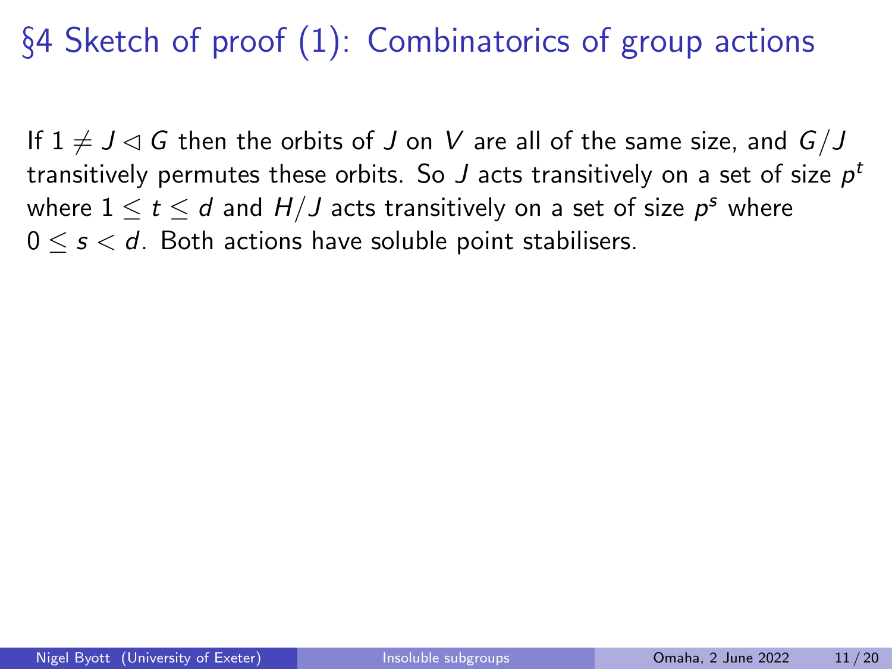# §4 Sketch of proof (1): Combinatorics of group actions

If $1 \neq J \lhd G$ then the orbits of $J$ on $V$ are all of the same size, and $G/J$ transitively permutes these orbits. So $J$ acts transitively on a set of size $p^t$ where $1 \leq t \leq d$ and $H/J$ acts transitively on a set of size $p^s$ where $0 \leq s < d$. Both actions have soluble point stabilisers.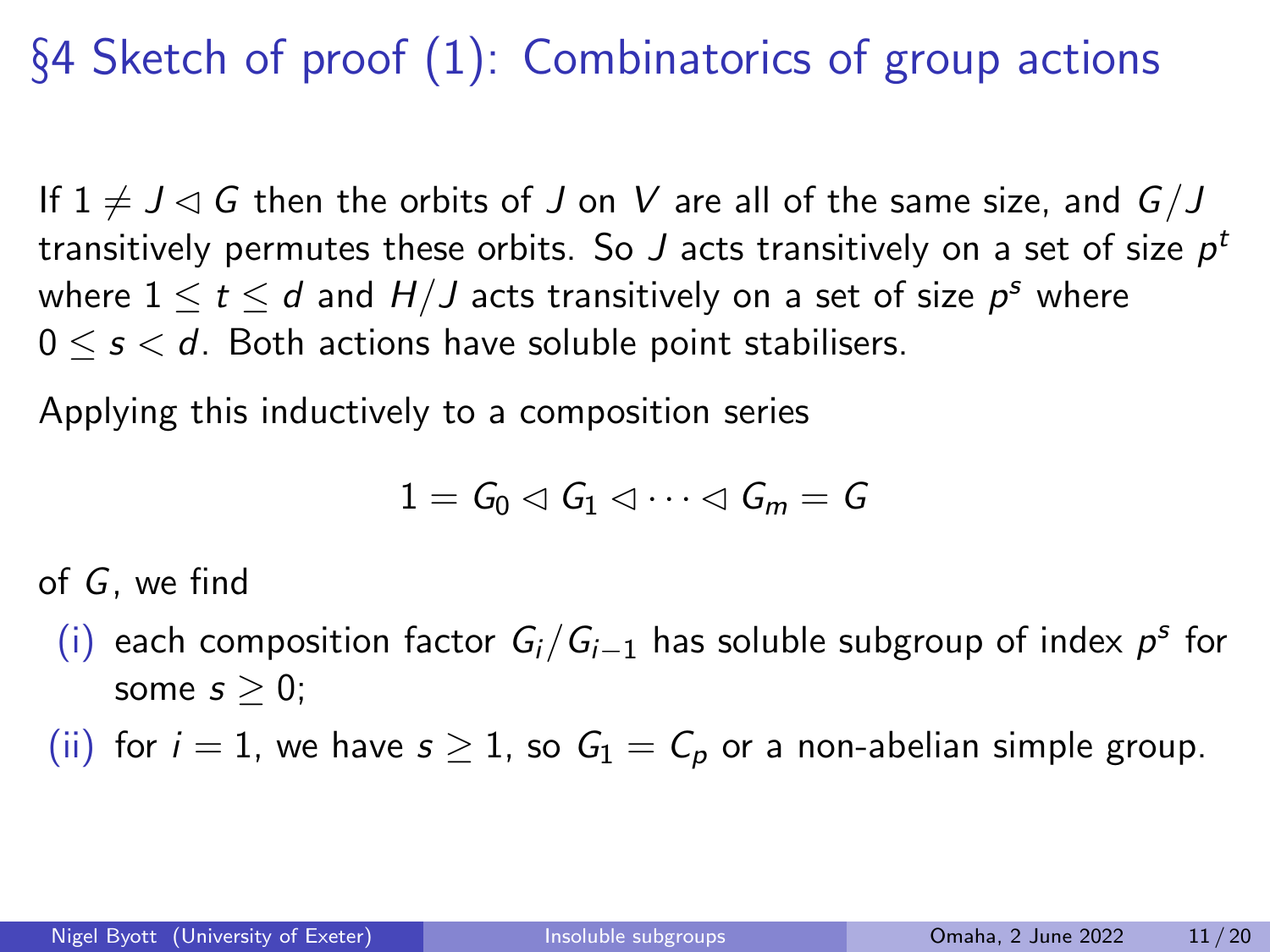# §4 Sketch of proof (1): Combinatorics of group actions

If $1 \neq J \lhd G$ then the orbits of $J$ on $V$ are all of the same size, and $G/J$ transitively permutes these orbits. So $J$ acts transitively on a set of size $p^t$ where $1 \leq t \leq d$ and $H/J$ acts transitively on a set of size $p^s$ where $0 \leq s < d$. Both actions have soluble point stabilisers.

Applying this inductively to a composition series

$$1 = G_0 \lhd G_1 \lhd \cdots \lhd G_m = G$$

of $G$, we find

(i) each composition factor $G_i/G_{i-1}$ has soluble subgroup of index $p^s$ for some $s \geq 0$;

(ii) for $i = 1$, we have $s \geq 1$, so $G_1 = C_p$ or a non-abelian simple group.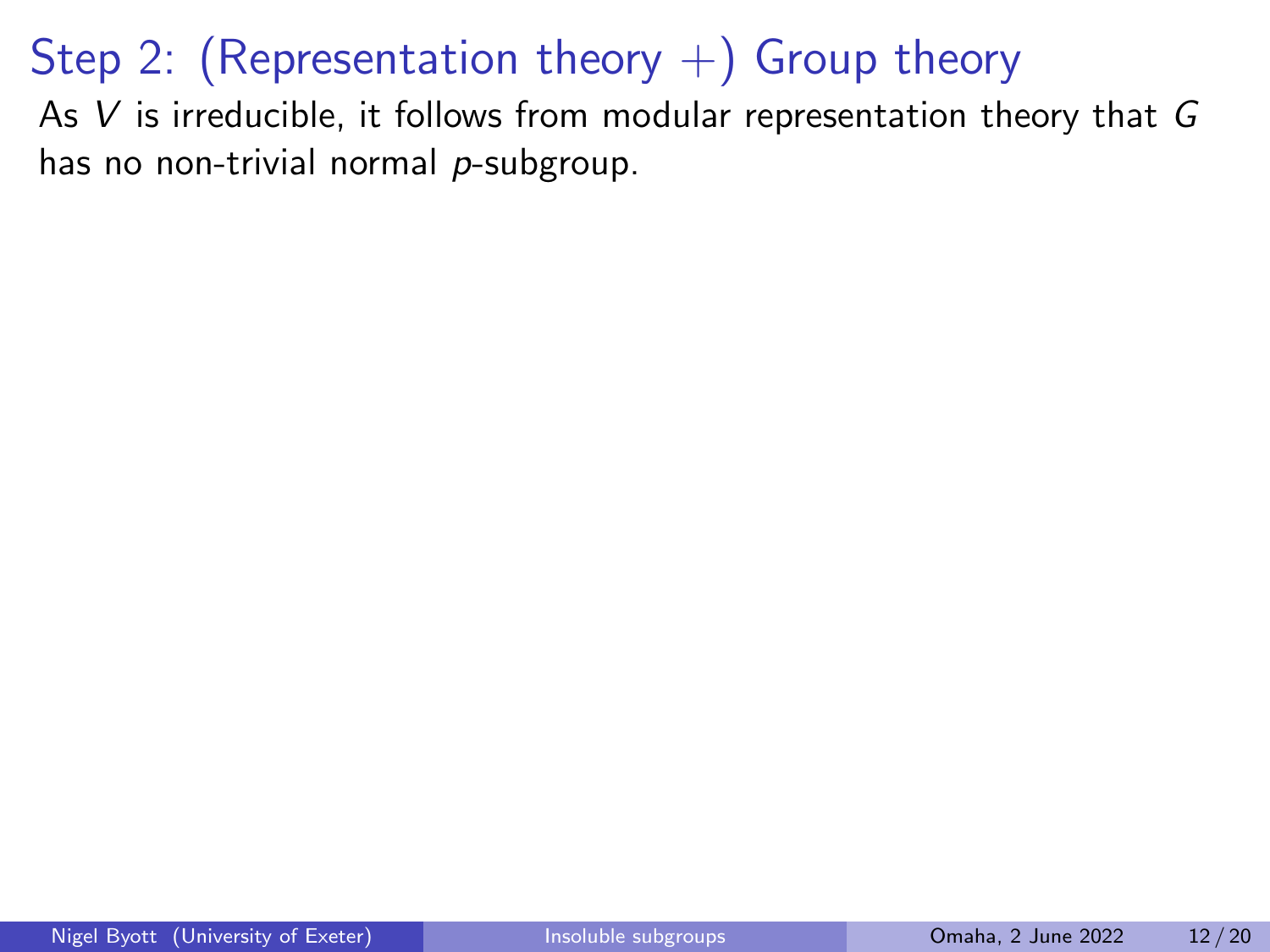# Step 2: (Representation theory +) Group theory

As $V$ is irreducible, it follows from modular representation theory that $G$ has no non-trivial normal $p$-subgroup.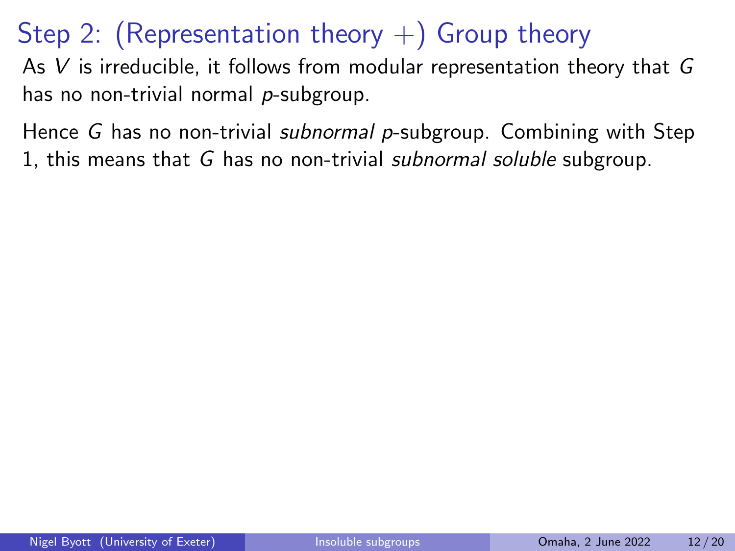# Step 2: (Representation theory +) Group theory

As $V$ is irreducible, it follows from modular representation theory that $G$ has no non-trivial normal $p$-subgroup.

Hence $G$ has no non-trivial *subnormal* $p$-subgroup. Combining with Step 1, this means that $G$ has no non-trivial *subnormal soluble* subgroup.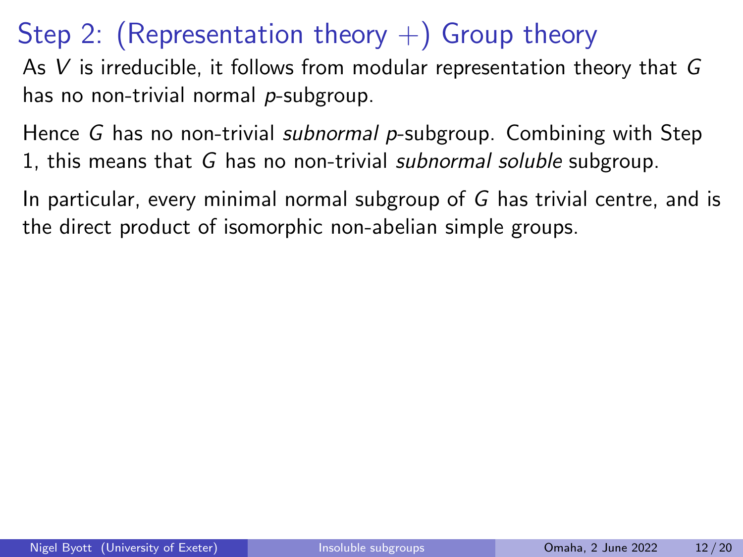# Step 2: (Representation theory +) Group theory

As $V$ is irreducible, it follows from modular representation theory that $G$ has no non-trivial normal $p$-subgroup.

Hence $G$ has no non-trivial *subnormal* $p$-subgroup. Combining with Step 1, this means that $G$ has no non-trivial *subnormal soluble* subgroup.

In particular, every minimal normal subgroup of $G$ has trivial centre, and is the direct product of isomorphic non-abelian simple groups.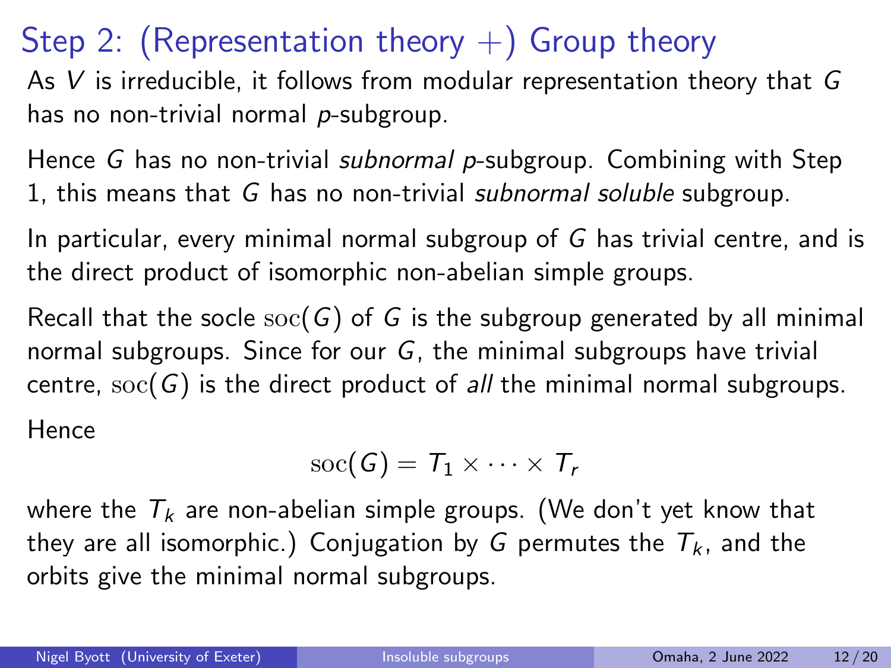# Step 2: (Representation theory +) Group theory

As $V$ is irreducible, it follows from modular representation theory that $G$ has no non-trivial normal $p$-subgroup.

Hence $G$ has no non-trivial *subnormal* $p$-subgroup. Combining with Step 1, this means that $G$ has no non-trivial *subnormal soluble* subgroup.

In particular, every minimal normal subgroup of $G$ has trivial centre, and is the direct product of isomorphic non-abelian simple groups.

Recall that the socle $\mathrm{soc}(G)$ of $G$ is the subgroup generated by all minimal normal subgroups. Since for our $G$, the minimal subgroups have trivial centre, $\mathrm{soc}(G)$ is the direct product of *all* the minimal normal subgroups.

Hence

$$\mathrm{soc}(G) = T_1 \times \cdots \times T_r$$

where the $T_k$ are non-abelian simple groups. (We don't yet know that they are all isomorphic.) Conjugation by $G$ permutes the $T_k$, and the orbits give the minimal normal subgroups.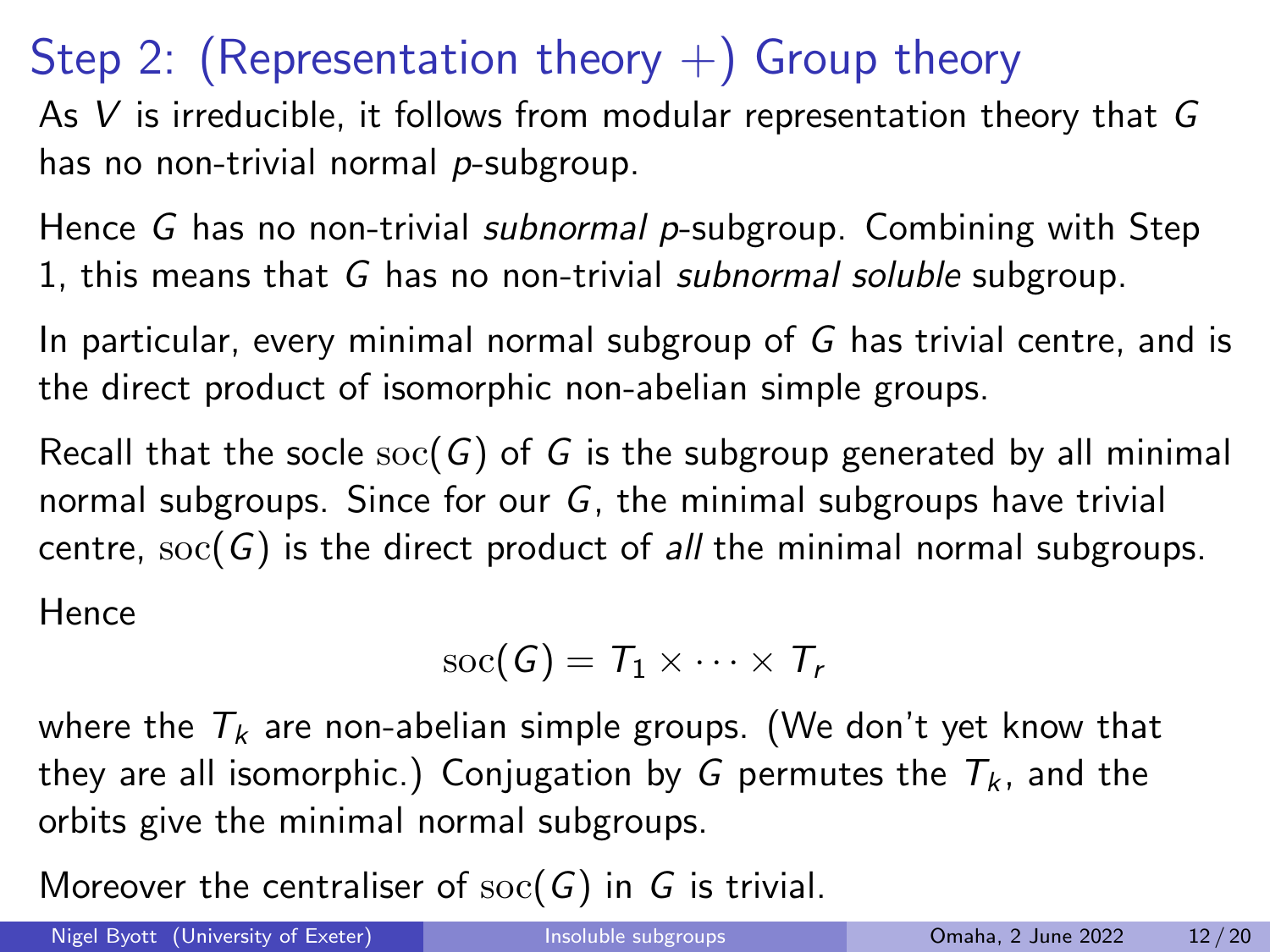## Step 2: (Representation theory +) Group theory

As $V$ is irreducible, it follows from modular representation theory that $G$ has no non-trivial normal $p$-subgroup.

Hence $G$ has no non-trivial *subnormal* $p$-subgroup. Combining with Step 1, this means that $G$ has no non-trivial *subnormal soluble* subgroup.

In particular, every minimal normal subgroup of $G$ has trivial centre, and is the direct product of isomorphic non-abelian simple groups.

Recall that the socle $\mathrm{soc}(G)$ of $G$ is the subgroup generated by all minimal normal subgroups. Since for our $G$, the minimal subgroups have trivial centre, $\mathrm{soc}(G)$ is the direct product of *all* the minimal normal subgroups.

Hence

$$\mathrm{soc}(G) = T_1 \times \cdots \times T_r$$

where the $T_k$ are non-abelian simple groups. (We don't yet know that they are all isomorphic.) Conjugation by $G$ permutes the $T_k$, and the orbits give the minimal normal subgroups.

Moreover the centraliser of $\mathrm{soc}(G)$ in $G$ is trivial.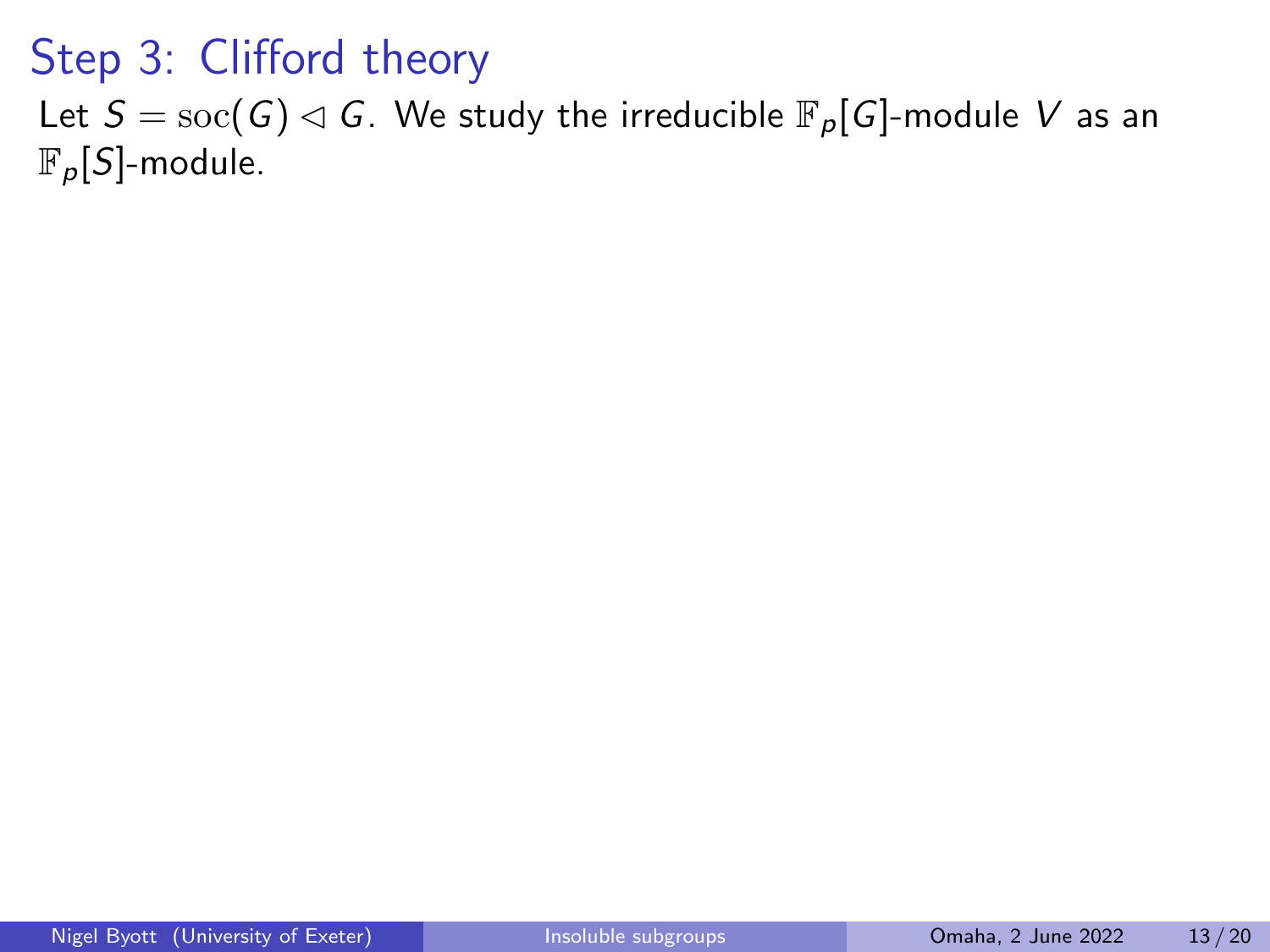# Step 3: Clifford theory

Let $S = \mathrm{soc}(G) \lhd G$. We study the irreducible $\mathbb{F}_p[G]$-module $V$ as an $\mathbb{F}_p[S]$-module.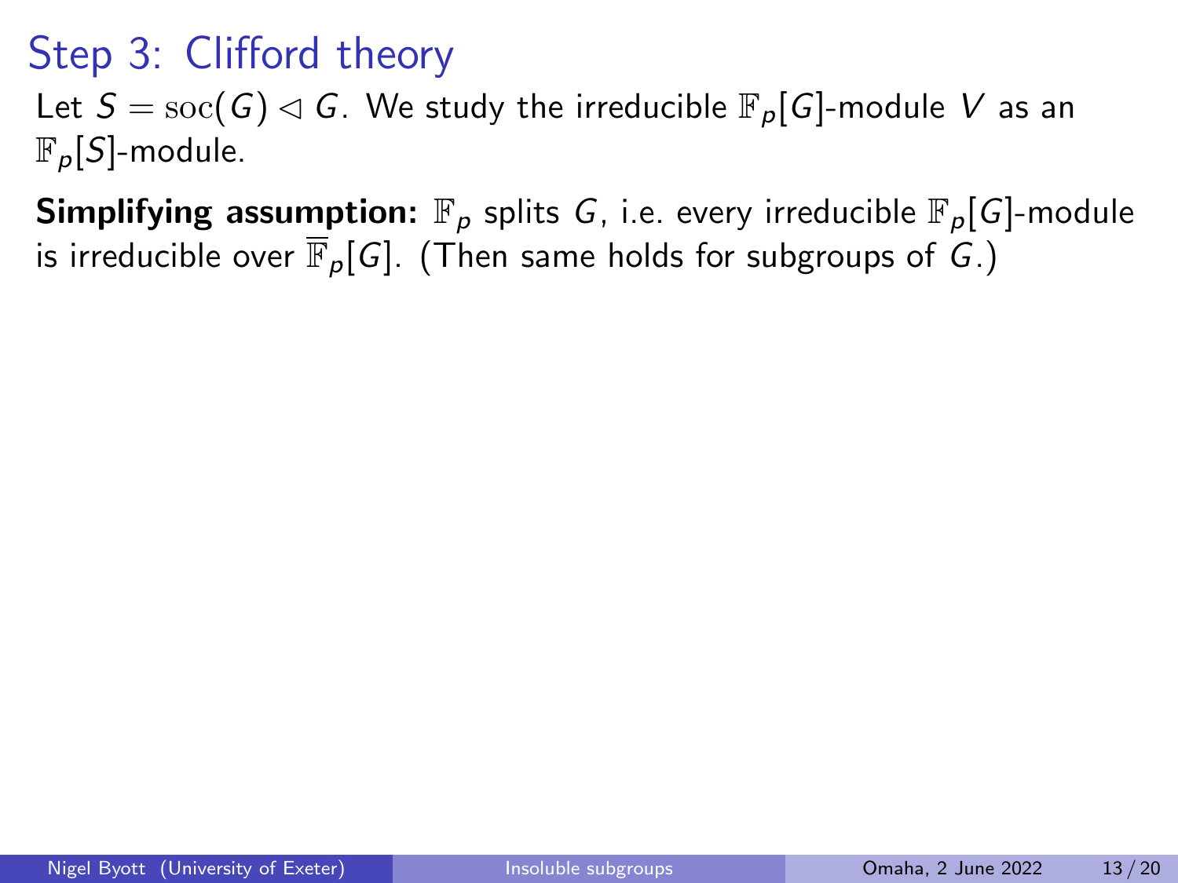# Step 3: Clifford theory

Let $S = \mathrm{soc}(G) \lhd G$. We study the irreducible $\mathbb{F}_p[G]$-module $V$ as an $\mathbb{F}_p[S]$-module.

**Simplifying assumption:** $\mathbb{F}_p$ splits $G$, i.e. every irreducible $\mathbb{F}_p[G]$-module is irreducible over $\overline{\mathbb{F}}_p[G]$. (Then same holds for subgroups of $G$.)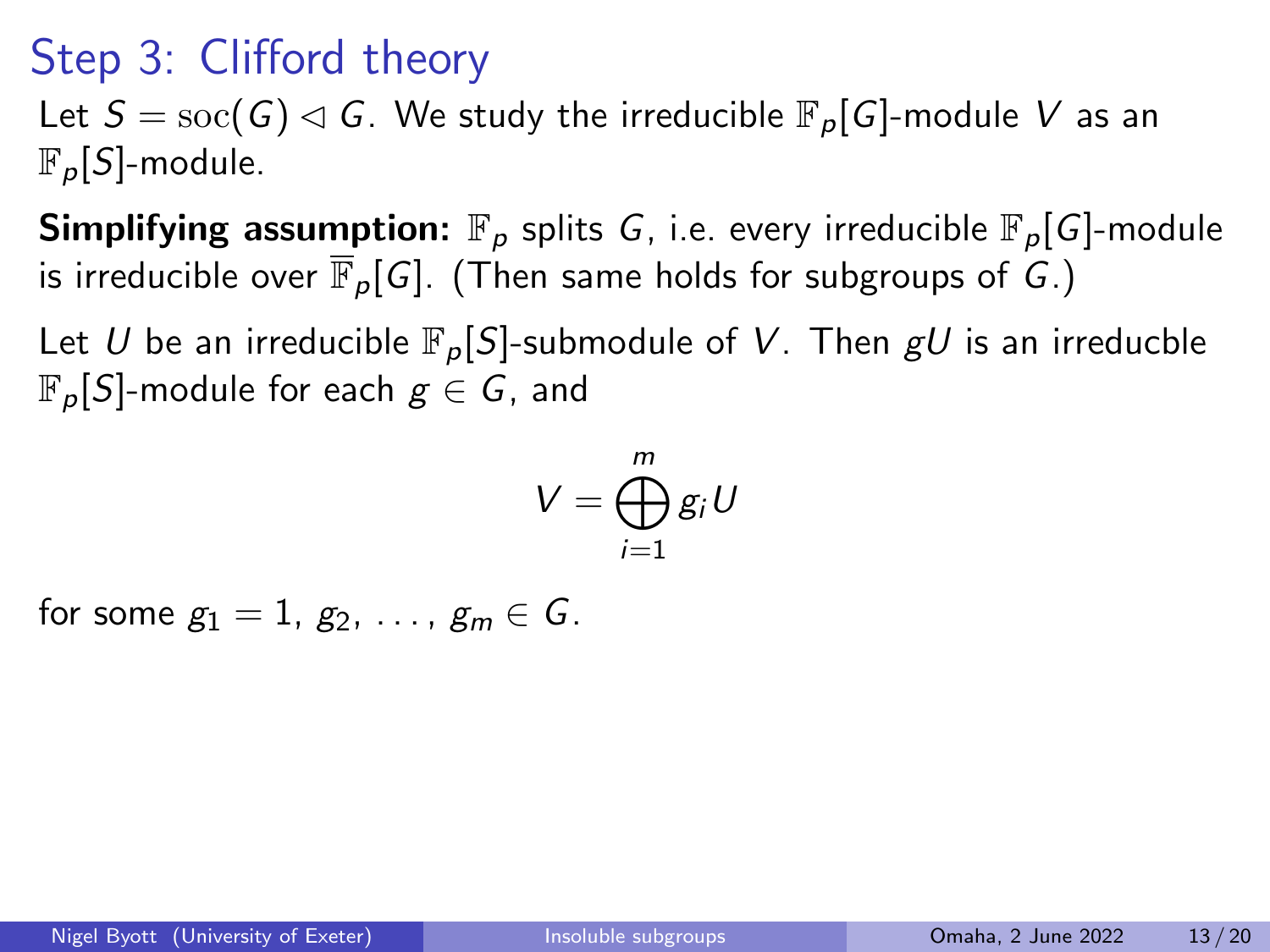# Step 3: Clifford theory

Let $S = \mathrm{soc}(G) \lhd G$. We study the irreducible $\mathbb{F}_p[G]$-module $V$ as an $\mathbb{F}_p[S]$-module.

**Simplifying assumption:** $\mathbb{F}_p$ splits $G$, i.e. every irreducible $\mathbb{F}_p[G]$-module is irreducible over $\overline{\mathbb{F}}_p[G]$. (Then same holds for subgroups of $G$.)

Let $U$ be an irreducible $\mathbb{F}_p[S]$-submodule of $V$. Then $gU$ is an irreducble $\mathbb{F}_p[S]$-module for each $g \in G$, and

$$V = \bigoplus_{i=1}^{m} g_i U$$

for some $g_1 = 1$, $g_2$, ..., $g_m \in G$.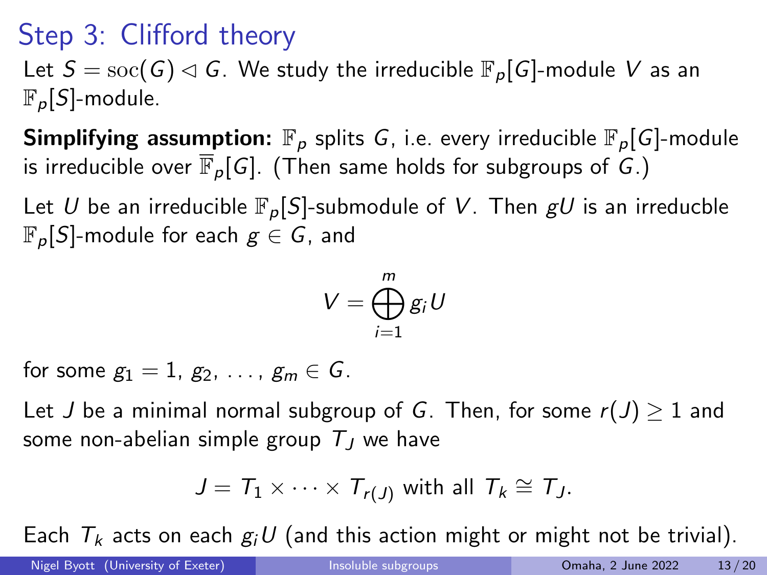# Step 3: Clifford theory

Let $S = \mathrm{soc}(G) \lhd G$. We study the irreducible $\mathbb{F}_p[G]$-module $V$ as an $\mathbb{F}_p[S]$-module.

**Simplifying assumption:** $\mathbb{F}_p$ splits $G$, i.e. every irreducible $\mathbb{F}_p[G]$-module is irreducible over $\overline{\mathbb{F}}_p[G]$. (Then same holds for subgroups of $G$.)

Let $U$ be an irreducible $\mathbb{F}_p[S]$-submodule of $V$. Then $gU$ is an irreducble $\mathbb{F}_p[S]$-module for each $g \in G$, and

$$V = \bigoplus_{i=1}^{m} g_i U$$

for some $g_1 = 1, g_2, \ldots, g_m \in G$.

Let $J$ be a minimal normal subgroup of $G$. Then, for some $r(J) \geq 1$ and some non-abelian simple group $T_J$ we have

$$J = T_1 \times \cdots \times T_{r(J)} \text{ with all } T_k \cong T_J.$$

Each $T_k$ acts on each $g_i U$ (and this action might or might not be trivial).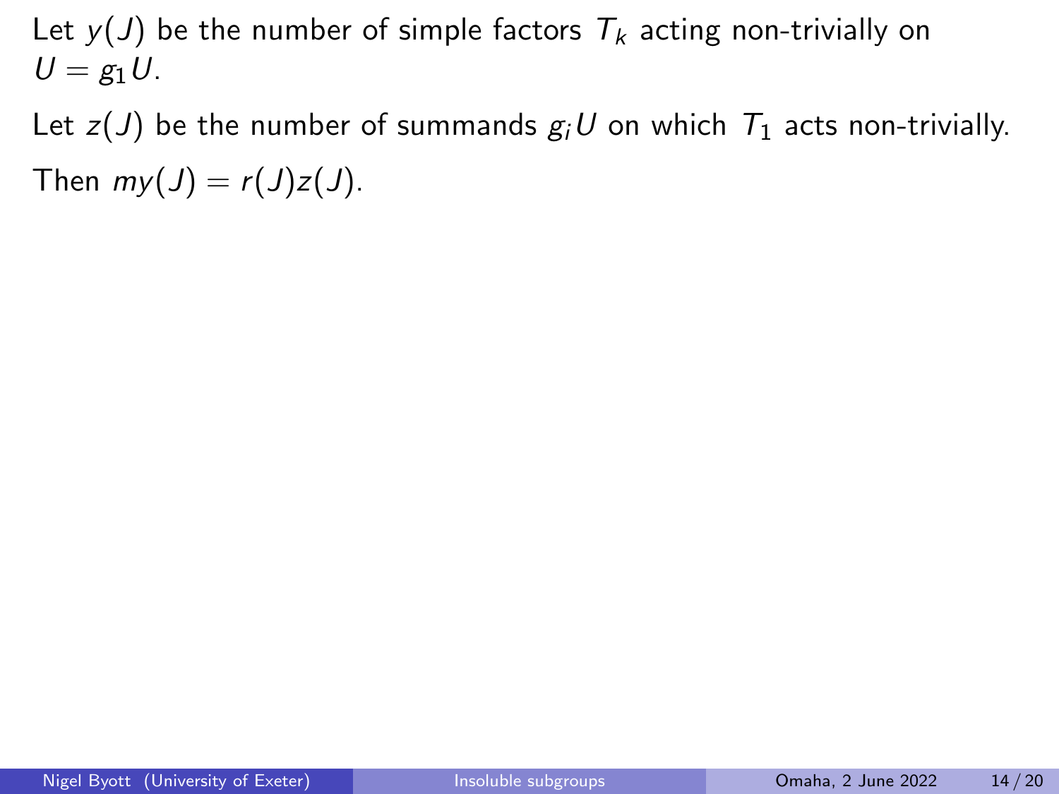Let $y(J)$ be the number of simple factors $T_k$ acting non-trivially on $U = g_1 U$.

Let $z(J)$ be the number of summands $g_i U$ on which $T_1$ acts non-trivially.

Then $my(J) = r(J)z(J)$.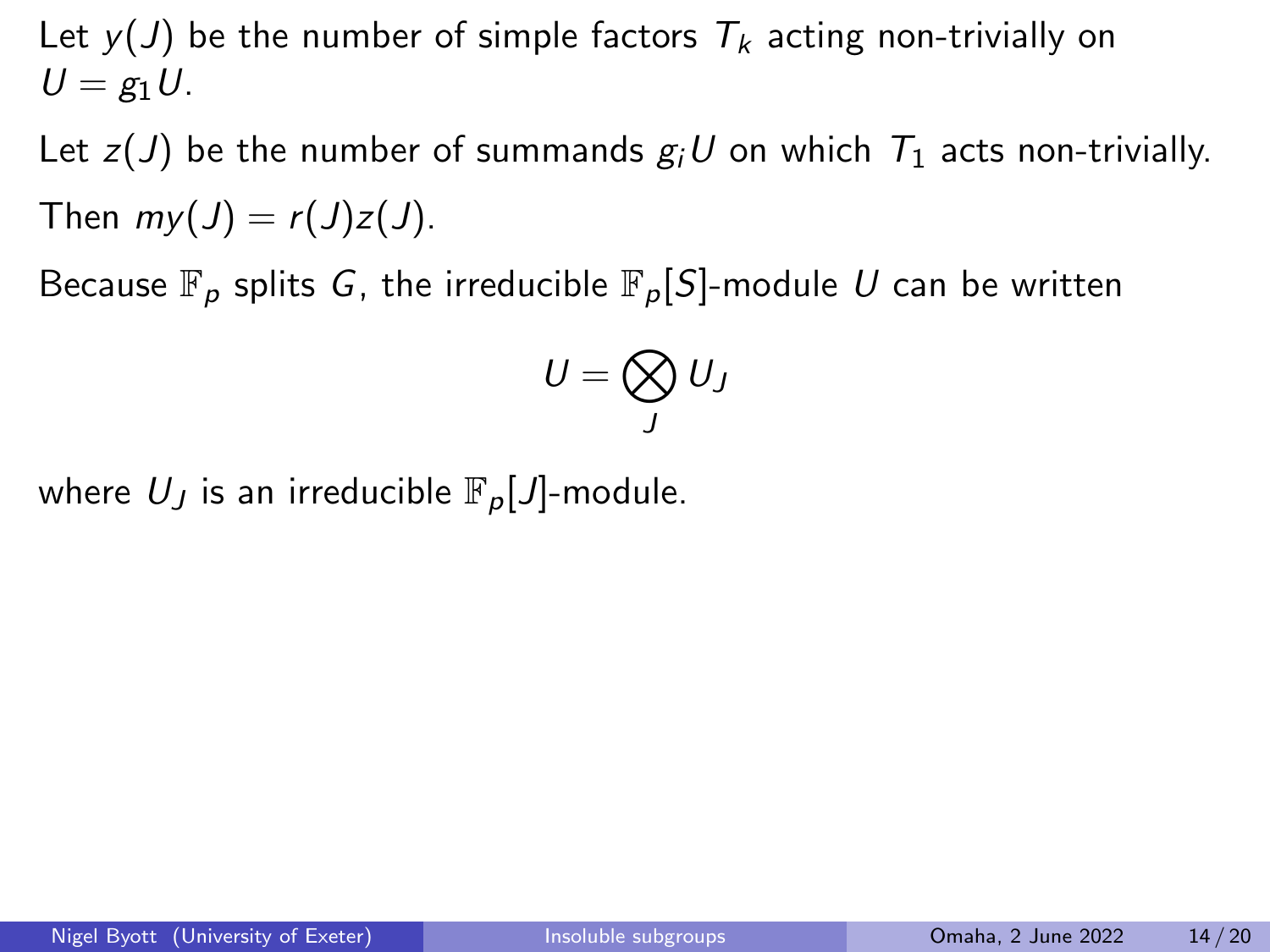Let $y(J)$ be the number of simple factors $T_k$ acting non-trivially on $U = g_1 U$.

Let $z(J)$ be the number of summands $g_i U$ on which $T_1$ acts non-trivially.

Then $my(J) = r(J)z(J)$.

Because $\mathbb{F}_p$ splits $G$, the irreducible $\mathbb{F}_p[S]$-module $U$ can be written

$$U = \bigotimes_J U_J$$

where $U_J$ is an irreducible $\mathbb{F}_p[J]$-module.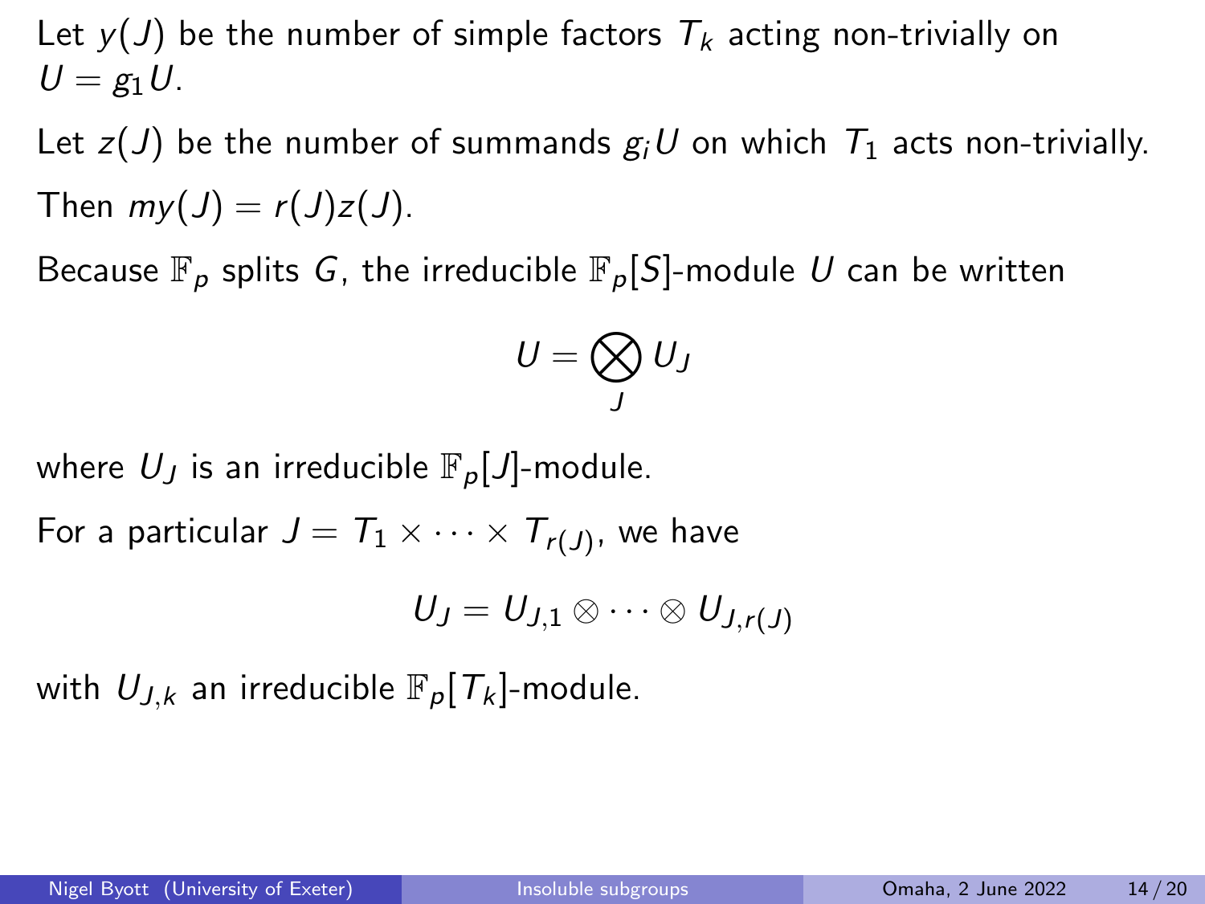Let $y(J)$ be the number of simple factors $T_k$ acting non-trivially on $U = g_1 U$.

Let $z(J)$ be the number of summands $g_i U$ on which $T_1$ acts non-trivially.

Then $my(J) = r(J)z(J)$.

Because $\mathbb{F}_p$ splits $G$, the irreducible $\mathbb{F}_p[S]$-module $U$ can be written

$$U = \bigotimes_J U_J$$

where $U_J$ is an irreducible $\mathbb{F}_p[J]$-module.

For a particular $J = T_1 \times \cdots \times T_{r(J)}$, we have

$$U_J = U_{J,1} \otimes \cdots \otimes U_{J,r(J)}$$

with $U_{J,k}$ an irreducible $\mathbb{F}_p[T_k]$-module.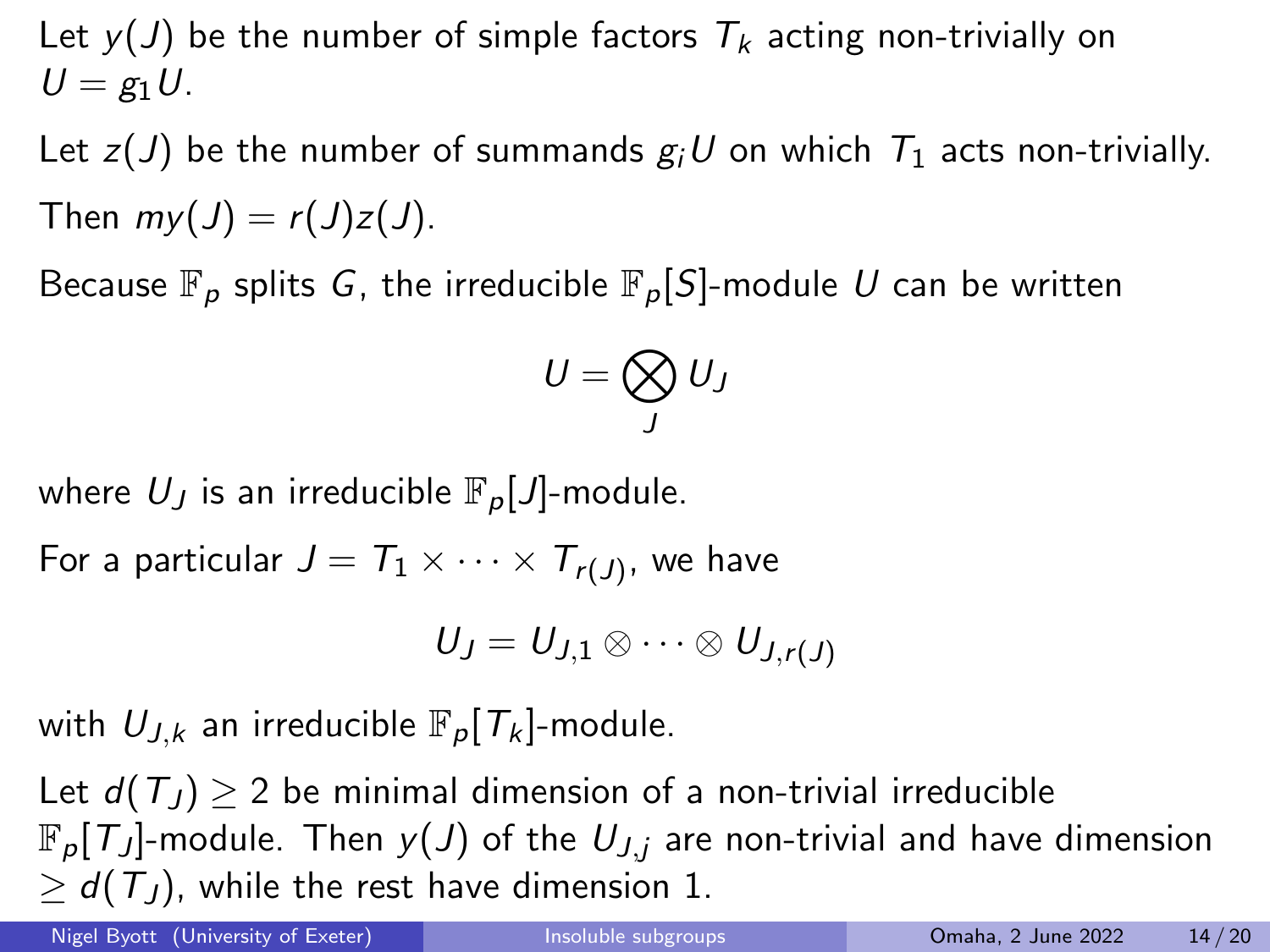Let $y(J)$ be the number of simple factors $T_k$ acting non-trivially on $U = g_1 U$.

Let $z(J)$ be the number of summands $g_i U$ on which $T_1$ acts non-trivially.

Then $my(J) = r(J)z(J)$.

Because $\mathbb{F}_p$ splits $G$, the irreducible $\mathbb{F}_p[S]$-module $U$ can be written

$$U = \bigotimes_J U_J$$

where $U_J$ is an irreducible $\mathbb{F}_p[J]$-module.

For a particular $J = T_1 \times \cdots \times T_{r(J)}$, we have

$$U_J = U_{J,1} \otimes \cdots \otimes U_{J,r(J)}$$

with $U_{J,k}$ an irreducible $\mathbb{F}_p[T_k]$-module.

Let $d(T_J) \geq 2$ be minimal dimension of a non-trivial irreducible $\mathbb{F}_p[T_J]$-module. Then $y(J)$ of the $U_{J,j}$ are non-trivial and have dimension $\geq d(T_J)$, while the rest have dimension 1.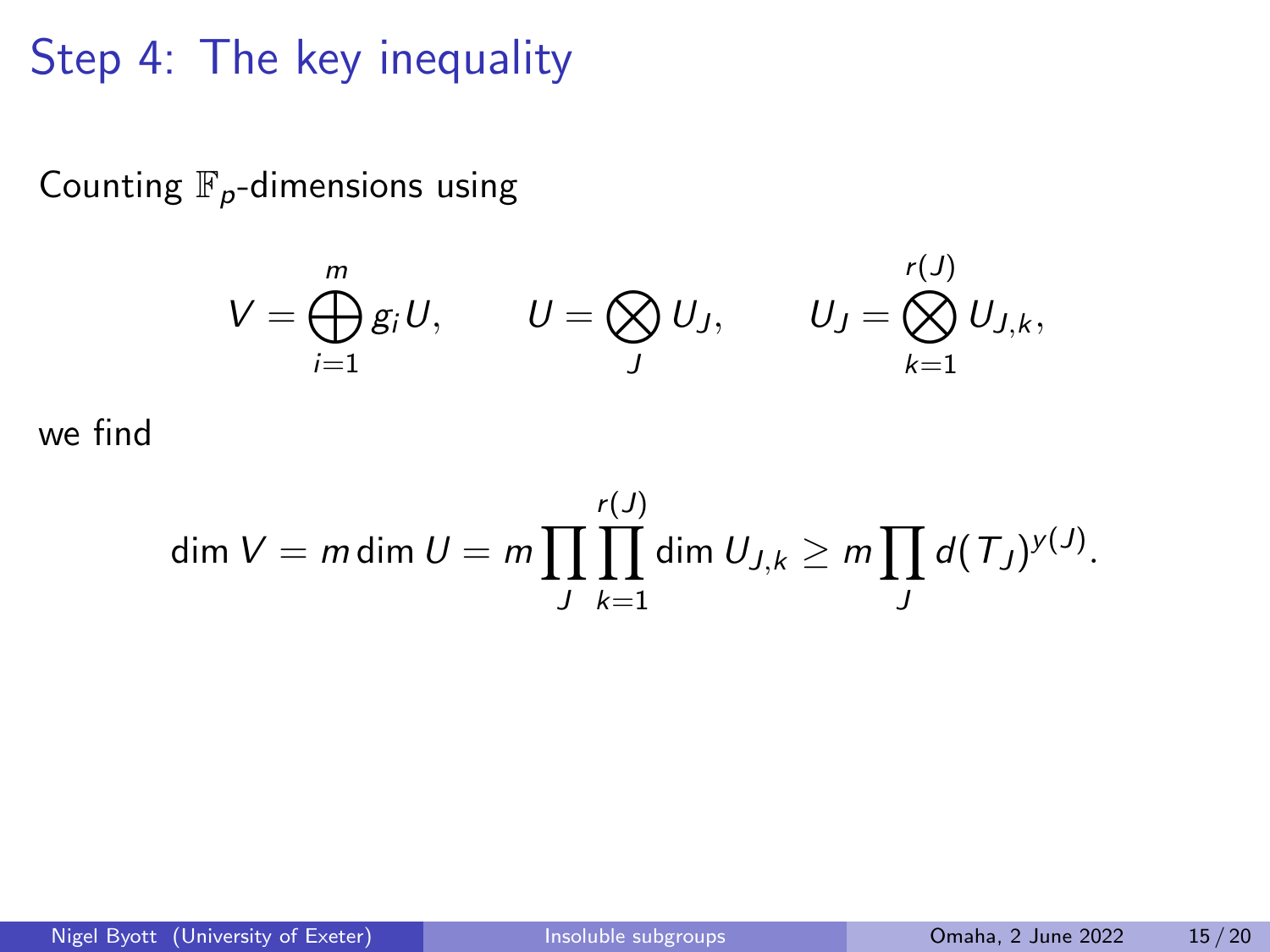# Step 4: The key inequality

Counting $\mathbb{F}_p$-dimensions using

$$V = \bigoplus_{i=1}^{m} g_i U, \qquad U = \bigotimes_{J} U_J, \qquad U_J = \bigotimes_{k=1}^{r(J)} U_{J,k},$$

we find

$$\dim V = m \dim U = m \prod_{J} \prod_{k=1}^{r(J)} \dim U_{J,k} \geq m \prod_{J} d(T_J)^{y(J)}.$$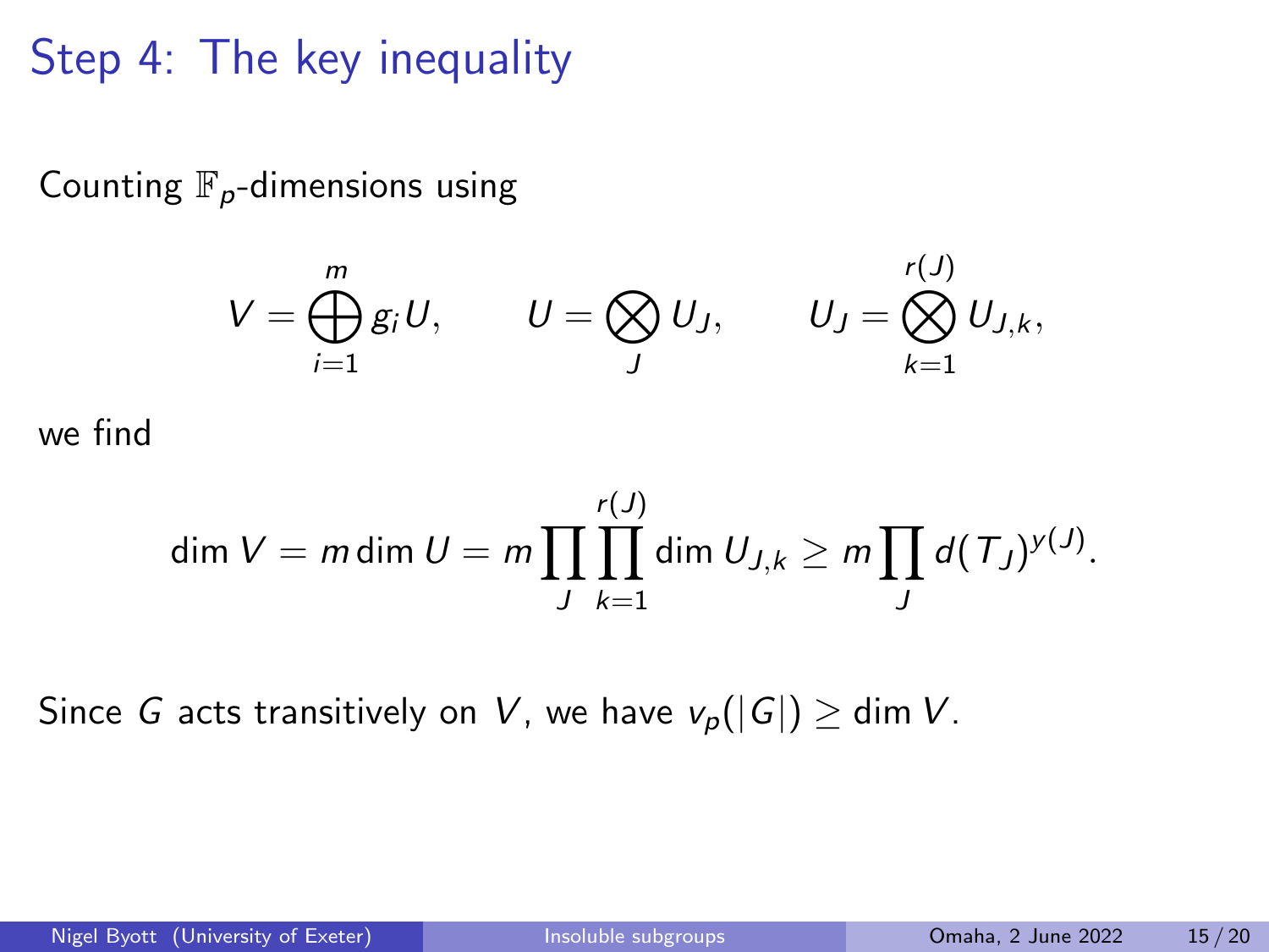# Step 4: The key inequality

Counting $\mathbb{F}_p$-dimensions using

$$V = \bigoplus_{i=1}^{m} g_i U, \qquad U = \bigotimes_{J} U_J, \qquad U_J = \bigotimes_{k=1}^{r(J)} U_{J,k},$$

we find

$$\dim V = m \dim U = m \prod_{J} \prod_{k=1}^{r(J)} \dim U_{J,k} \geq m \prod_{J} d(T_J)^{y(J)}.$$

Since $G$ acts transitively on $V$, we have $v_p(|G|) \geq \dim V$.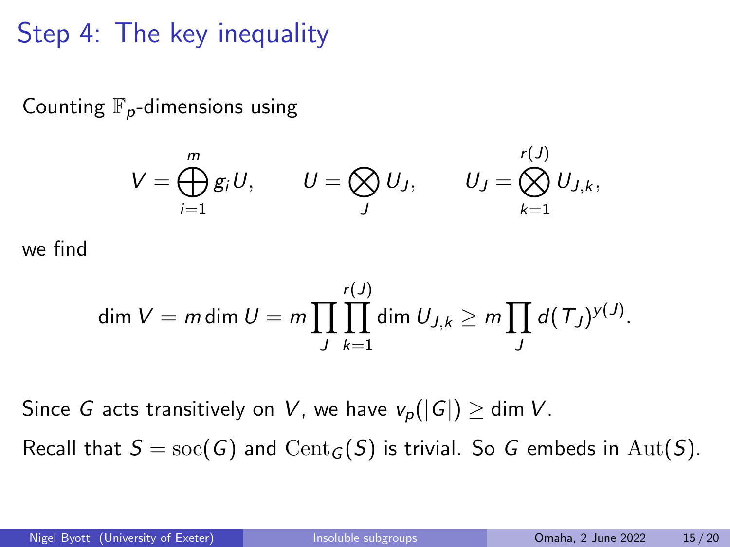# Step 4: The key inequality

Counting $\mathbb{F}_p$-dimensions using

$$V = \bigoplus_{i=1}^{m} g_i U, \qquad U = \bigotimes_{J} U_J, \qquad U_J = \bigotimes_{k=1}^{r(J)} U_{J,k},$$

we find

$$\dim V = m \dim U = m \prod_{J} \prod_{k=1}^{r(J)} \dim U_{J,k} \geq m \prod_{J} d(T_J)^{y(J)}.$$

Since $G$ acts transitively on $V$, we have $v_p(|G|) \geq \dim V$.

Recall that $S = \mathrm{soc}(G)$ and $\mathrm{Cent}_G(S)$ is trivial. So $G$ embeds in $\mathrm{Aut}(S)$.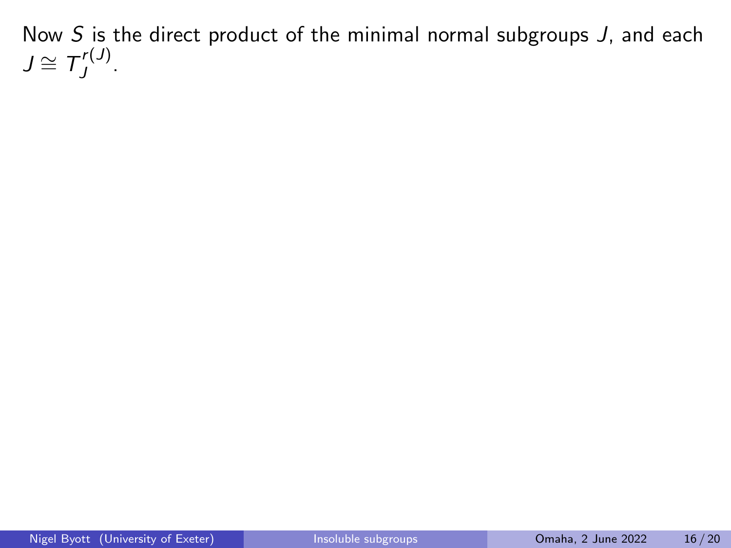Now $S$ is the direct product of the minimal normal subgroups $J$, and each $J \cong T_J^{r(J)}$.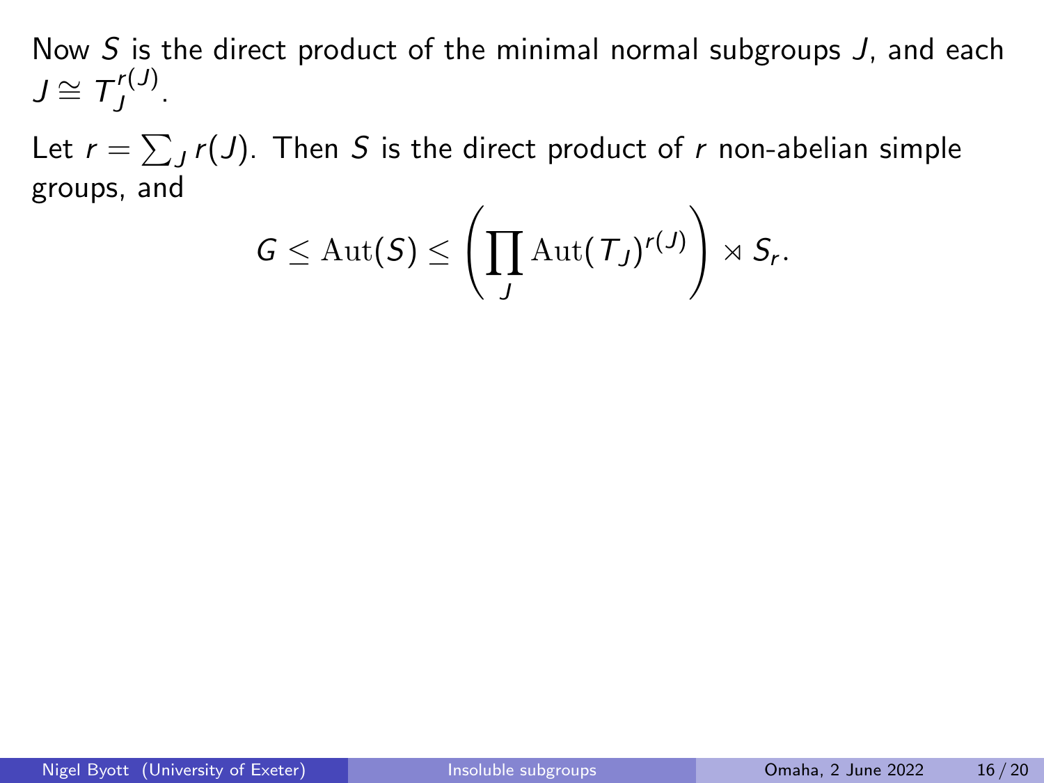Now $S$ is the direct product of the minimal normal subgroups $J$, and each $J \cong T_J^{r(J)}$.

Let $r = \sum_J r(J)$. Then $S$ is the direct product of $r$ non-abelian simple groups, and

$$G \leq \mathrm{Aut}(S) \leq \left( \prod_J \mathrm{Aut}(T_J)^{r(J)} \right) \rtimes S_r.$$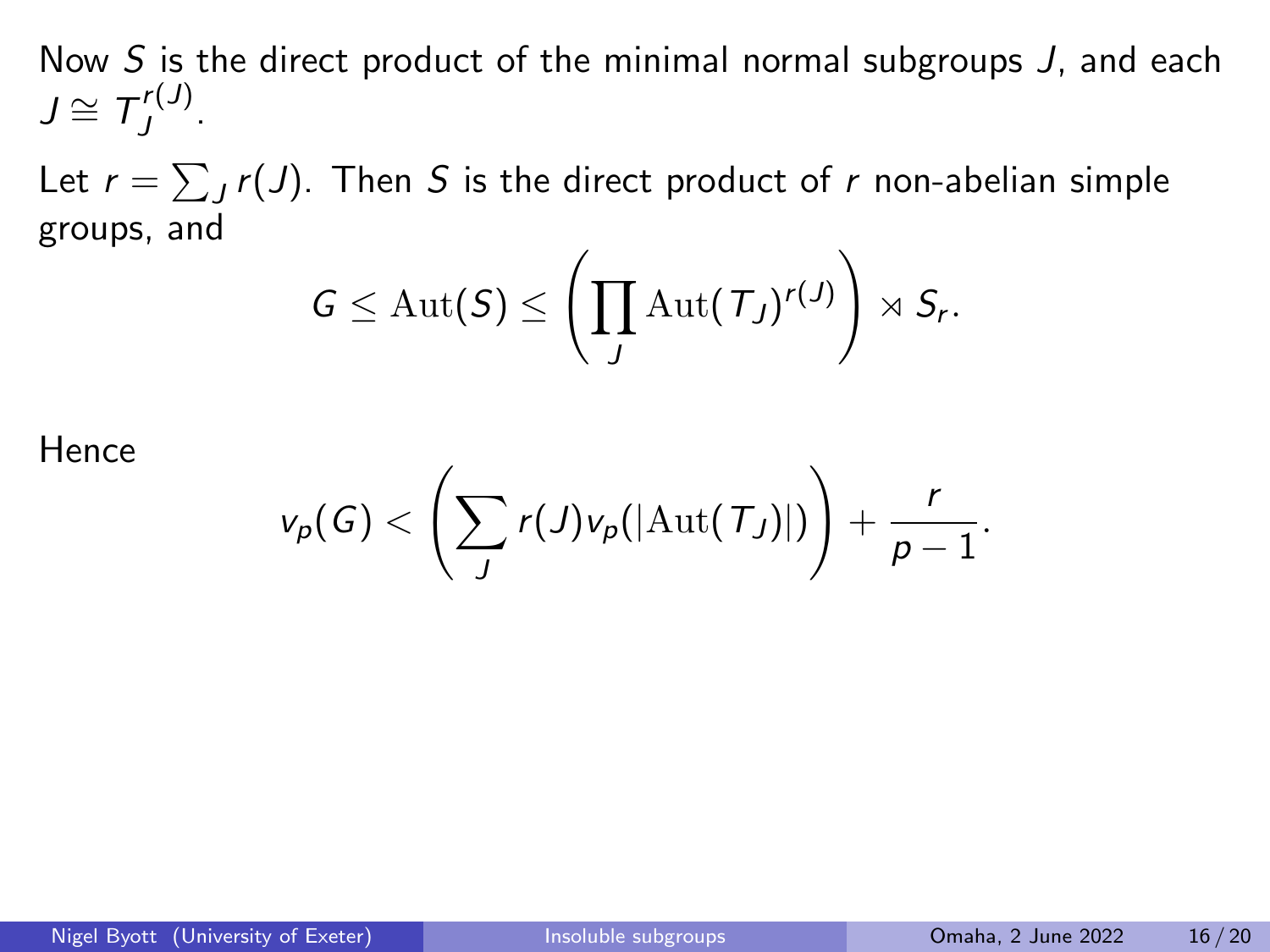Now $S$ is the direct product of the minimal normal subgroups $J$, and each $J \cong T_J^{r(J)}$.

Let $r = \sum_J r(J)$. Then $S$ is the direct product of $r$ non-abelian simple groups, and

$$G \leq \mathrm{Aut}(S) \leq \left( \prod_J \mathrm{Aut}(T_J)^{r(J)} \right) \rtimes S_r.$$

Hence

$$v_p(G) < \left( \sum_J r(J) v_p(|\mathrm{Aut}(T_J)|) \right) + \frac{r}{p-1}.$$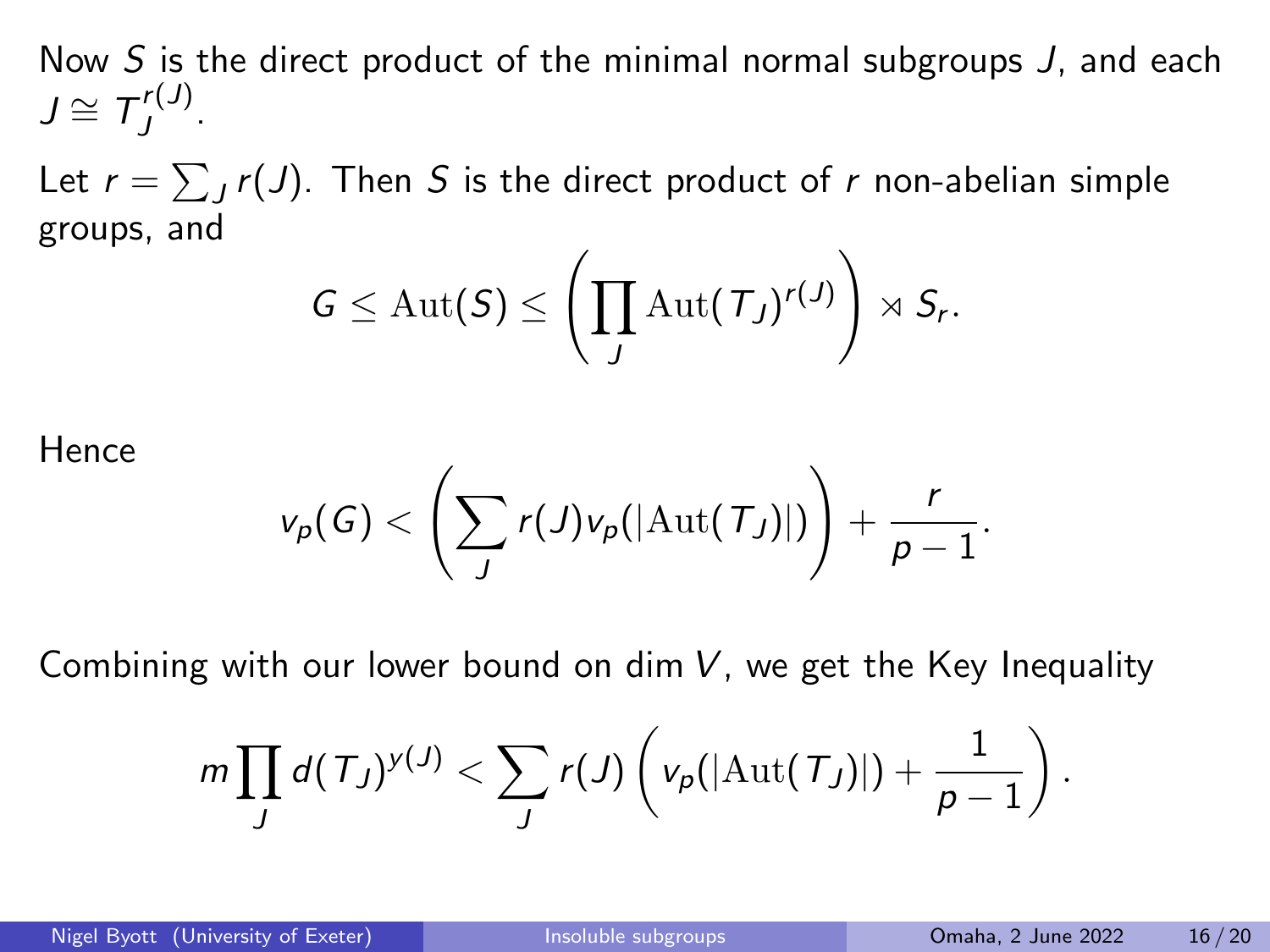Now $S$ is the direct product of the minimal normal subgroups $J$, and each $J \cong T_J^{r(J)}$.

Let $r = \sum_J r(J)$. Then $S$ is the direct product of $r$ non-abelian simple groups, and

$$G \leq \mathrm{Aut}(S) \leq \left( \prod_J \mathrm{Aut}(T_J)^{r(J)} \right) \rtimes S_r.$$

Hence

$$v_p(G) < \left( \sum_J r(J) v_p(|\mathrm{Aut}(T_J)|) \right) + \frac{r}{p-1}.$$

Combining with our lower bound on $\dim V$, we get the Key Inequality

$$m \prod_J d(T_J)^{y(J)} < \sum_J r(J) \left( v_p(|\mathrm{Aut}(T_J)|) + \frac{1}{p-1} \right).$$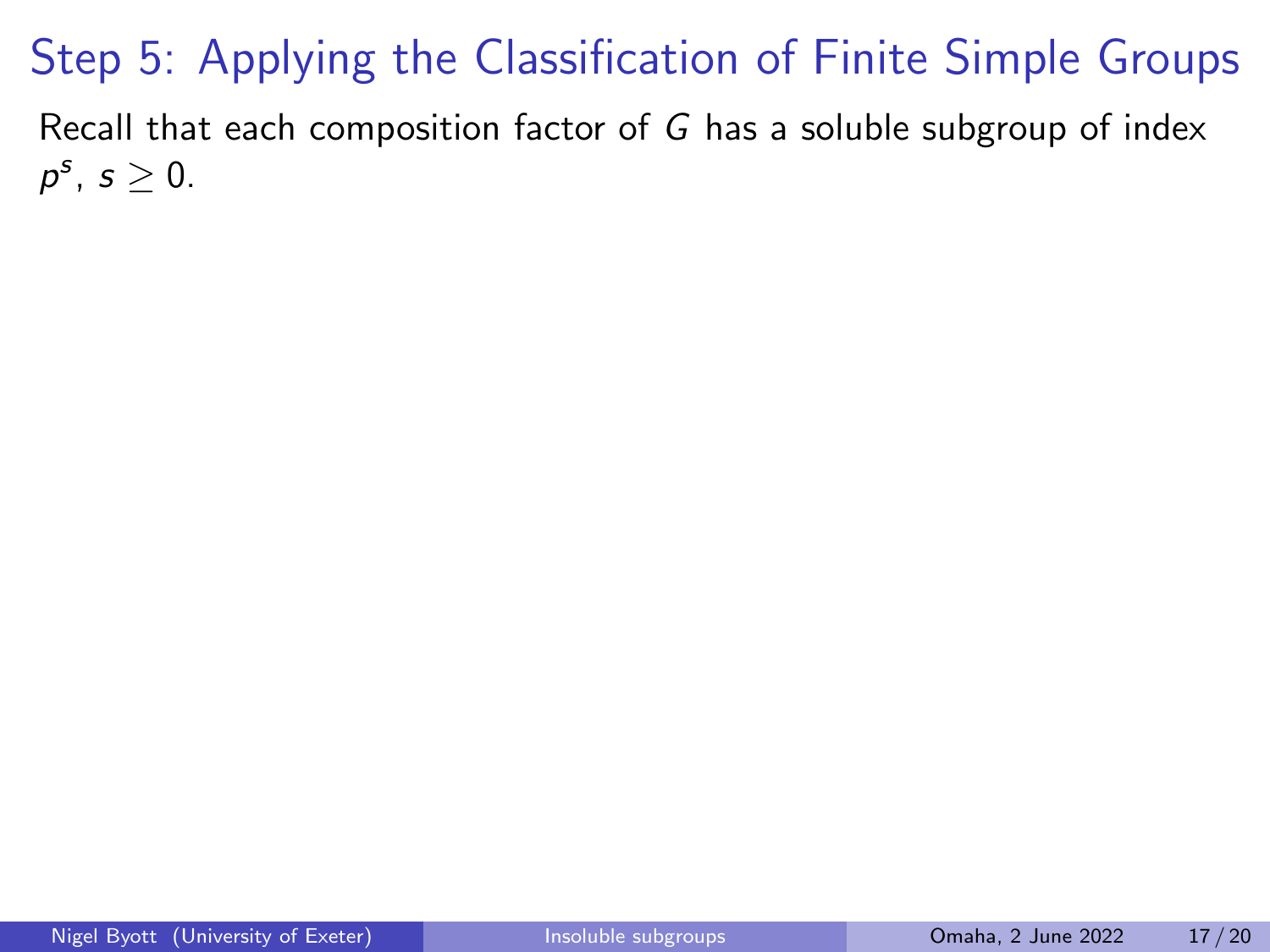# Step 5: Applying the Classification of Finite Simple Groups

Recall that each composition factor of $G$ has a soluble subgroup of index $p^s$, $s \geq 0$.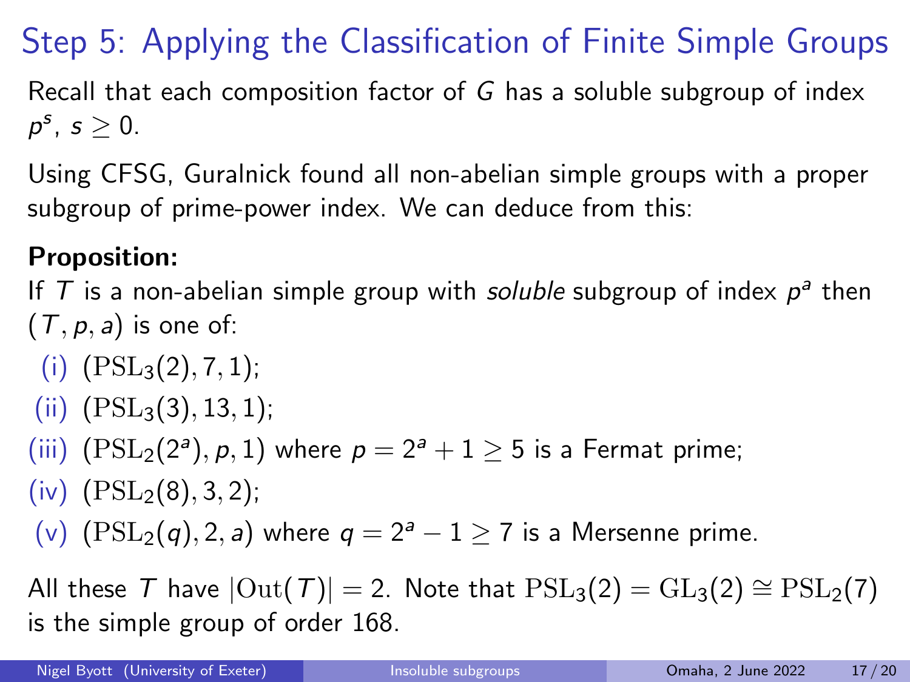# Step 5: Applying the Classification of Finite Simple Groups

Recall that each composition factor of $G$ has a soluble subgroup of index $p^s$, $s \geq 0$.

Using CFSG, Guralnick found all non-abelian simple groups with a proper subgroup of prime-power index. We can deduce from this:

**Proposition:**
If $T$ is a non-abelian simple group with *soluble* subgroup of index $p^a$ then $(T, p, a)$ is one of:

(i) $(\mathrm{PSL}_3(2), 7, 1)$;

(ii) $(\mathrm{PSL}_3(3), 13, 1)$;

(iii) $(\mathrm{PSL}_2(2^a), p, 1)$ where $p = 2^a + 1 \geq 5$ is a Fermat prime;

(iv) $(\mathrm{PSL}_2(8), 3, 2)$;

(v) $(\mathrm{PSL}_2(q), 2, a)$ where $q = 2^a - 1 \geq 7$ is a Mersenne prime.

All these $T$ have $|\mathrm{Out}(T)| = 2$. Note that $\mathrm{PSL}_3(2) = \mathrm{GL}_3(2) \cong \mathrm{PSL}_2(7)$ is the simple group of order 168.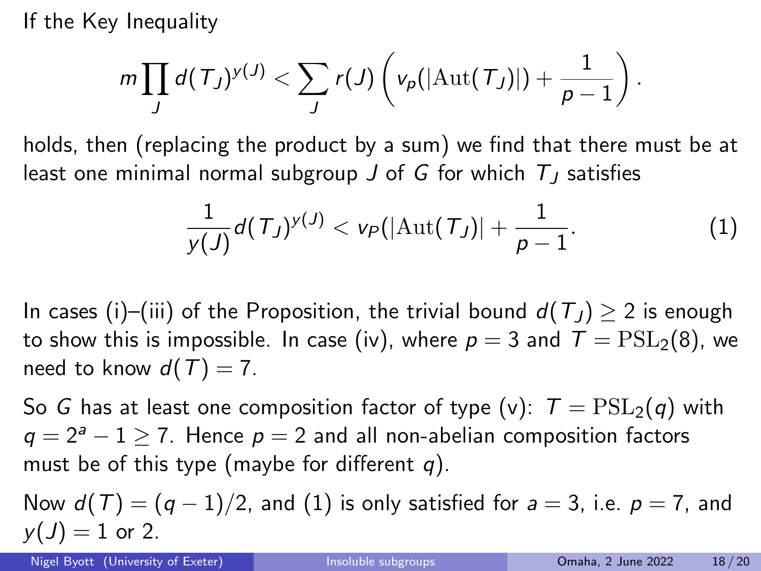If the Key Inequality

$$m \prod_J d(T_J)^{y(J)} < \sum_J r(J) \left( v_p(|\mathrm{Aut}(T_J)|) + \frac{1}{p-1} \right).$$

holds, then (replacing the product by a sum) we find that there must be at least one minimal normal subgroup $J$ of $G$ for which $T_J$ satisfies

$$\frac{1}{y(J)} d(T_J)^{y(J)} < v_P(|\mathrm{Aut}(T_J)| + \frac{1}{p-1}. \tag{1}$$

In cases (i)–(iii) of the Proposition, the trivial bound $d(T_J) \geq 2$ is enough to show this is impossible. In case (iv), where $p = 3$ and $T = \mathrm{PSL}_2(8)$, we need to know $d(T) = 7$.

So $G$ has at least one composition factor of type (v): $T = \mathrm{PSL}_2(q)$ with $q = 2^a - 1 \geq 7$. Hence $p = 2$ and all non-abelian composition factors must be of this type (maybe for different $q$).

Now $d(T) = (q-1)/2$, and (1) is only satisfied for $a = 3$, i.e. $p = 7$, and $y(J) = 1$ or 2.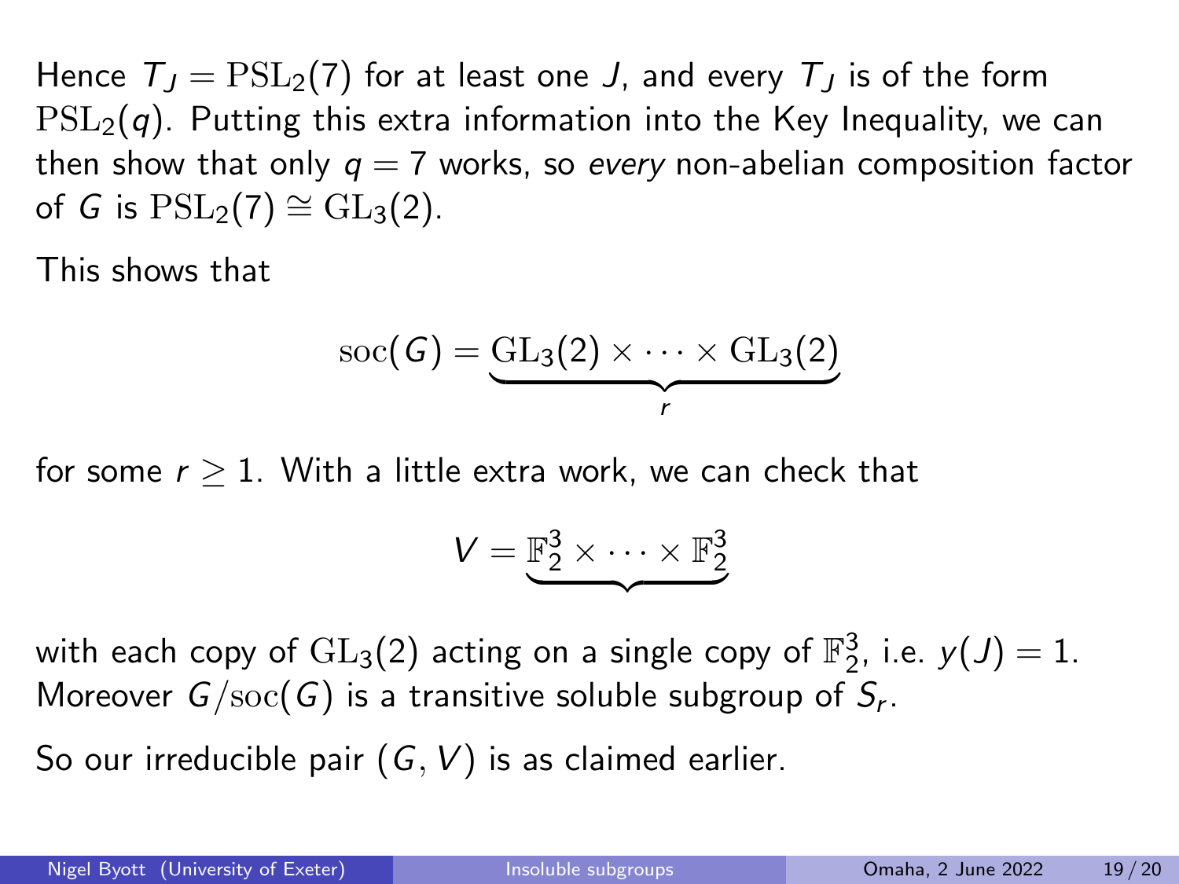Hence $T_J = \mathrm{PSL}_2(7)$ for at least one $J$, and every $T_J$ is of the form $\mathrm{PSL}_2(q)$. Putting this extra information into the Key Inequality, we can then show that only $q = 7$ works, so *every* non-abelian composition factor of $G$ is $\mathrm{PSL}_2(7) \cong \mathrm{GL}_3(2)$.

This shows that

$$\mathrm{soc}(G) = \underbrace{\mathrm{GL}_3(2) \times \cdots \times \mathrm{GL}_3(2)}_{r}$$

for some $r \geq 1$. With a little extra work, we can check that

$$V = \underbrace{\mathbb{F}_2^3 \times \cdots \times \mathbb{F}_2^3}$$

with each copy of $\mathrm{GL}_3(2)$ acting on a single copy of $\mathbb{F}_2^3$, i.e. $y(J) = 1$. Moreover $G/\mathrm{soc}(G)$ is a transitive soluble subgroup of $S_r$.

So our irreducible pair $(G, V)$ is as claimed earlier.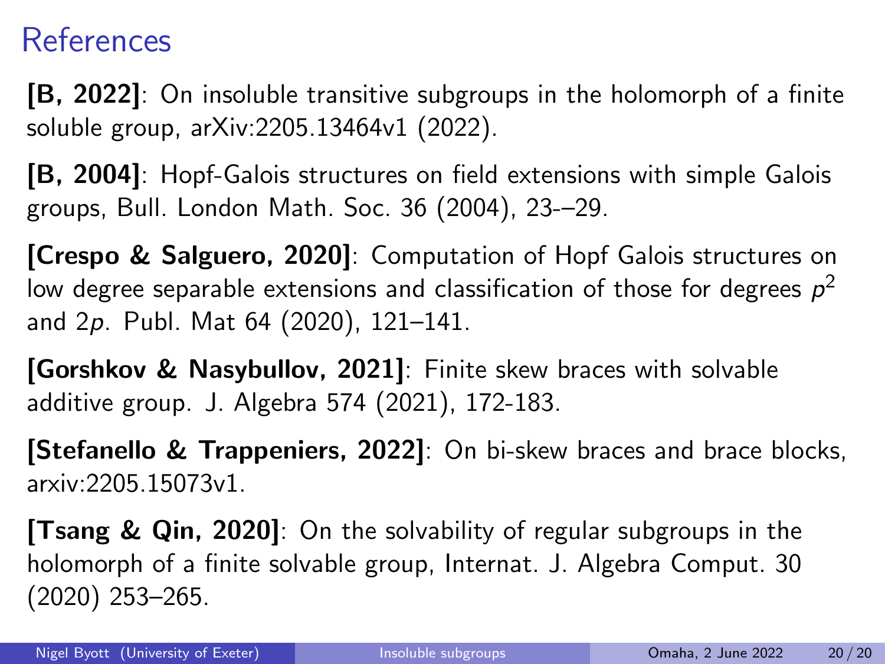# References

**[B, 2022]**: On insoluble transitive subgroups in the holomorph of a finite soluble group, arXiv:2205.13464v1 (2022).

**[B, 2004]**: Hopf-Galois structures on field extensions with simple Galois groups, Bull. London Math. Soc. 36 (2004), 23-–29.

**[Crespo & Salguero, 2020]**: Computation of Hopf Galois structures on low degree separable extensions and classification of those for degrees $p^2$ and $2p$. Publ. Mat 64 (2020), 121–141.

**[Gorshkov & Nasybullov, 2021]**: Finite skew braces with solvable additive group. J. Algebra 574 (2021), 172-183.

**[Stefanello & Trappeniers, 2022]**: On bi-skew braces and brace blocks, arxiv:2205.15073v1.

**[Tsang & Qin, 2020]**: On the solvability of regular subgroups in the holomorph of a finite solvable group, Internat. J. Algebra Comput. 30 (2020) 253–265.